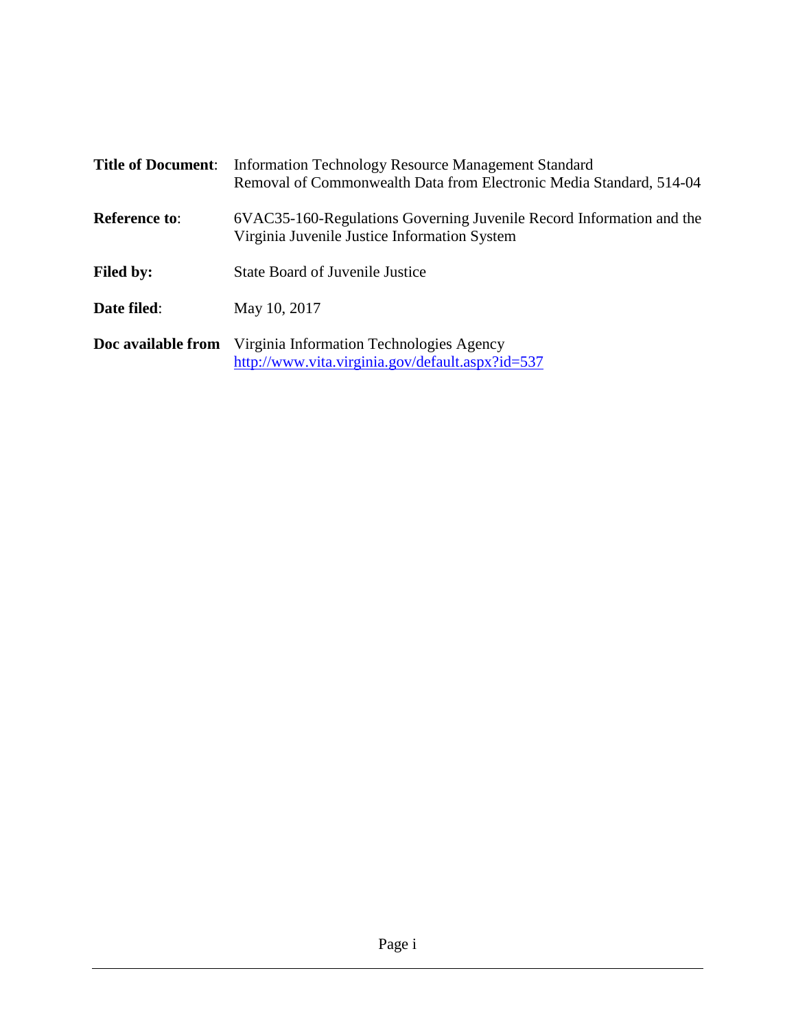**Title of Document**: Information Technology Resource Management Standard
Removal of Commonwealth Data from Electronic Media Standard, 514-04

**Reference to**: 6VAC35-160-Regulations Governing Juvenile Record Information and the Virginia Juvenile Justice Information System

**Filed by:** State Board of Juvenile Justice

**Date filed**: May 10, 2017

**Doc available from** Virginia Information Technologies Agency
[http://www.vita.virginia.gov/default.aspx?id=537](http://www.vita.virginia.gov/default.aspx?id=537)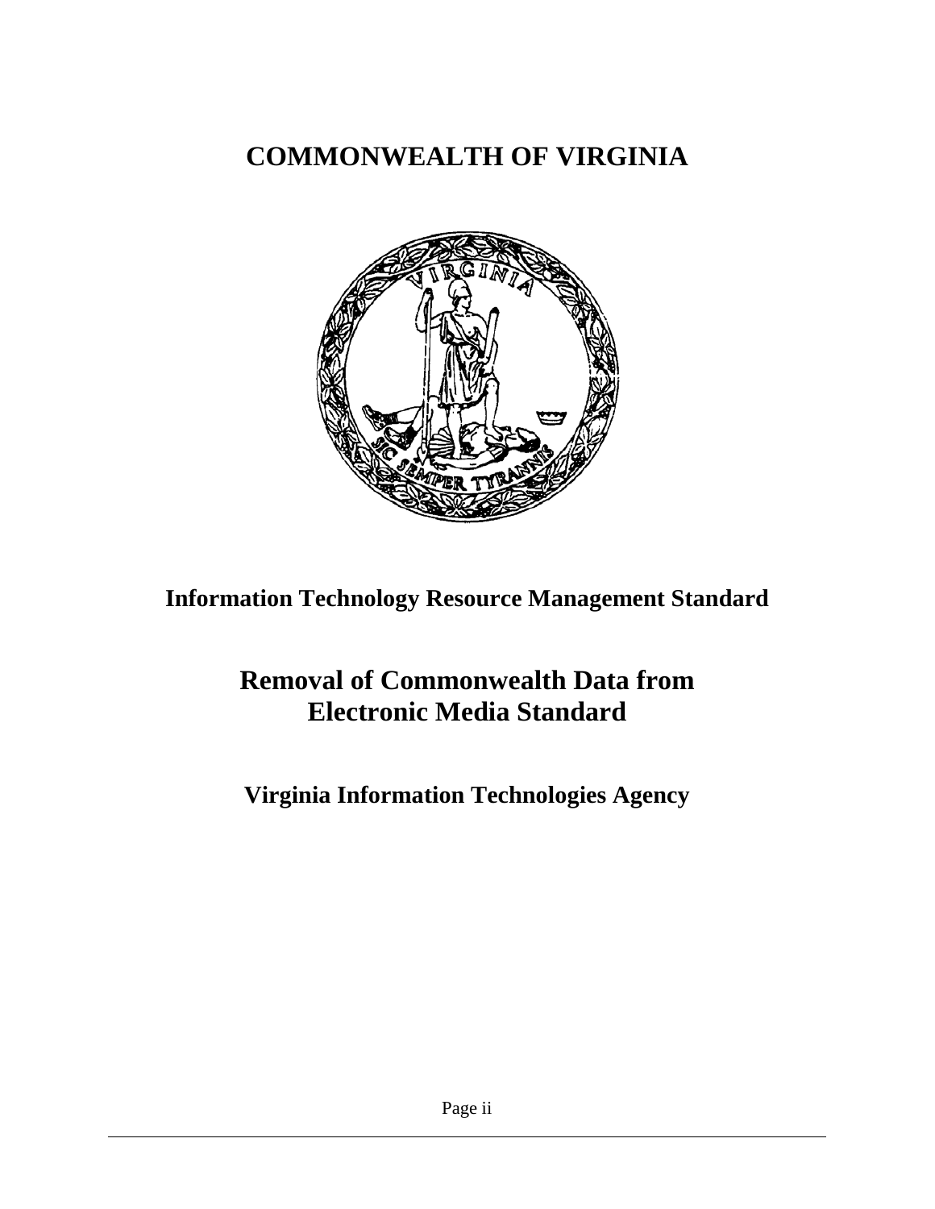# COMMONWEALTH OF VIRGINIA

## Information Technology Resource Management Standard

# Removal of Commonwealth Data from Electronic Media Standard

## Virginia Information Technologies Agency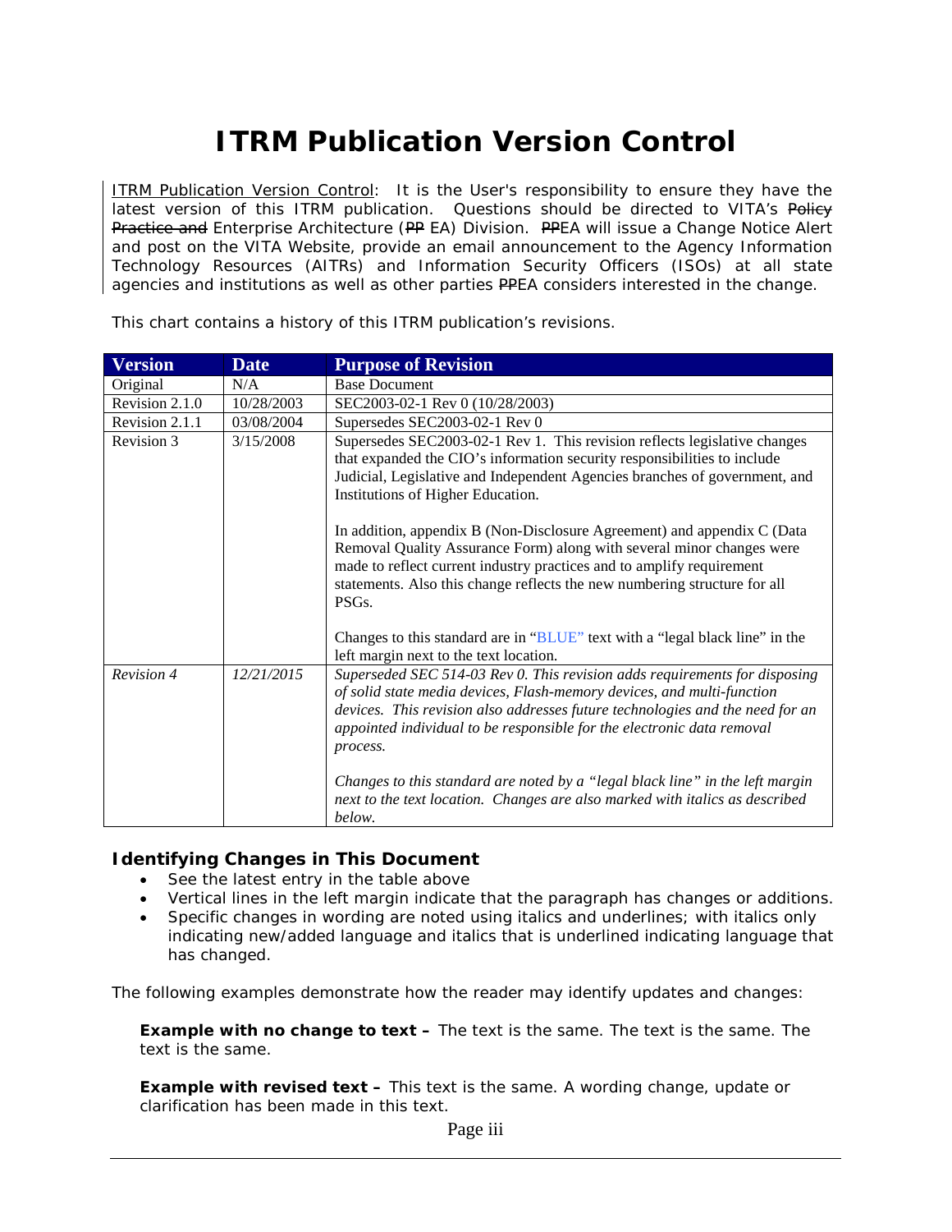# ITRM Publication Version Control

ITRM Publication Version Control: It is the User's responsibility to ensure they have the latest version of this ITRM publication. Questions should be directed to VITA's ~~Policy Practice and~~ Enterprise Architecture (~~PP~~ EA) Division. ~~PP~~EA will issue a Change Notice Alert and post on the VITA Website, provide an email announcement to the Agency Information Technology Resources (AITRs) and Information Security Officers (ISOs) at all state agencies and institutions as well as other parties ~~PP~~EA considers interested in the change.

This chart contains a history of this ITRM publication's revisions.

| Version | Date | Purpose of Revision |
|---|---|---|
| Original | N/A | Base Document |
| Revision 2.1.0 | 10/28/2003 | SEC2003-02-1 Rev 0 (10/28/2003) |
| Revision 2.1.1 | 03/08/2004 | Supersedes SEC2003-02-1 Rev 0 |
| Revision 3 | 3/15/2008 | Supersedes SEC2003-02-1 Rev 1. This revision reflects legislative changes that expanded the CIO's information security responsibilities to include Judicial, Legislative and Independent Agencies branches of government, and Institutions of Higher Education.<br><br>In addition, appendix B (Non-Disclosure Agreement) and appendix C (Data Removal Quality Assurance Form) along with several minor changes were made to reflect current industry practices and to amplify requirement statements. Also this change reflects the new numbering structure for all PSGs.<br><br>Changes to this standard are in "BLUE" text with a "legal black line" in the left margin next to the text location. |
| *Revision 4* | *12/21/2015* | *Superseded SEC 514-03 Rev 0. This revision adds requirements for disposing of solid state media devices, Flash-memory devices, and multi-function devices. This revision also addresses future technologies and the need for an appointed individual to be responsible for the electronic data removal process.*<br><br>*Changes to this standard are noted by a "legal black line" in the left margin next to the text location. Changes are also marked with italics as described below.* |

### Identifying Changes in This Document

- See the latest entry in the table above
- Vertical lines in the left margin indicate that the paragraph has changes or additions.
- Specific changes in wording are noted using italics and underlines; with italics only indicating new/added language and italics that is underlined indicating language that has changed.

The following examples demonstrate how the reader may identify updates and changes:

**Example with no change to text –** The text is the same. The text is the same. The text is the same.

**Example with revised text –** This text is the same. A wording change, update or clarification has been made in this text.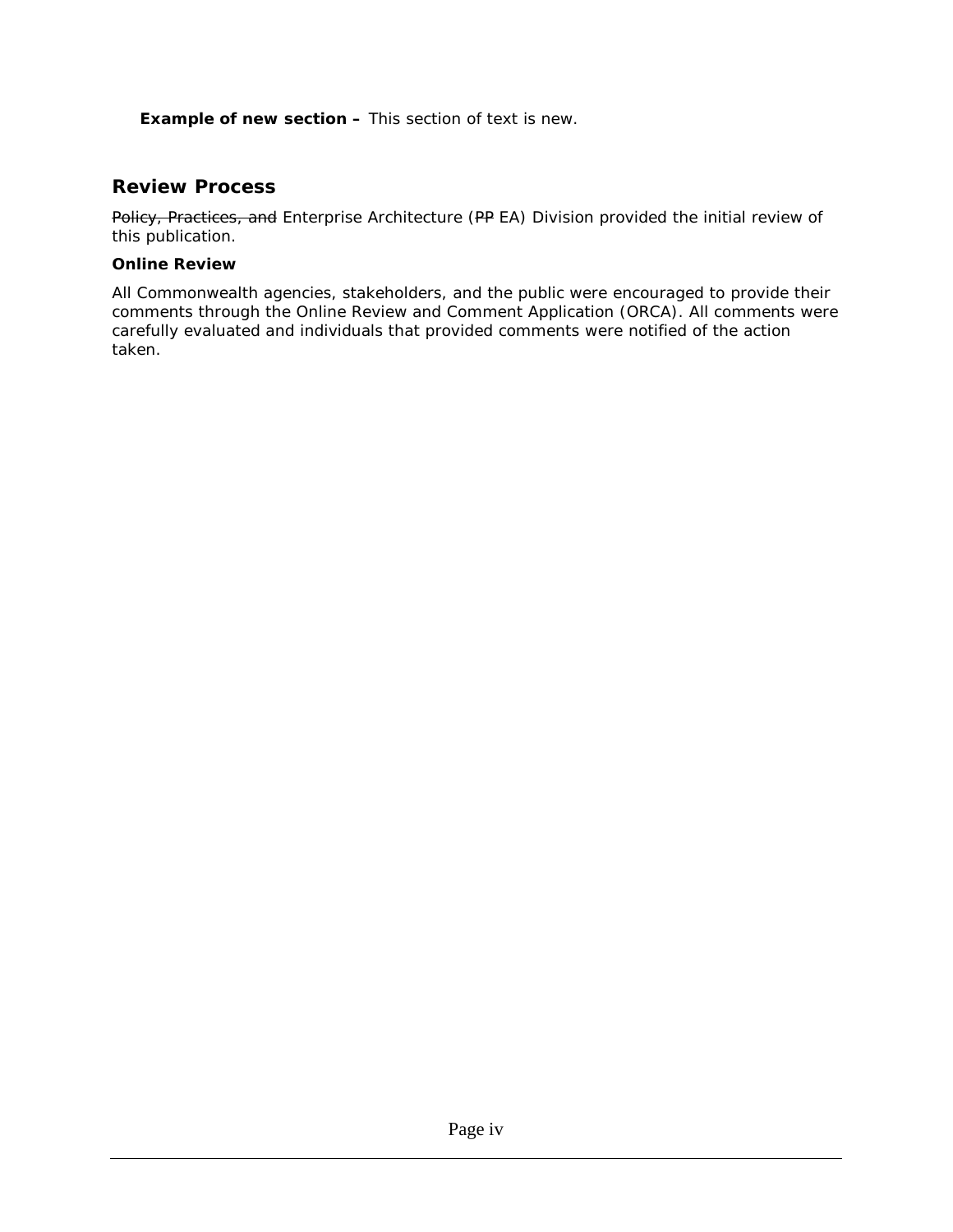**Example of new section –** This section of text is new.

## Review Process

~~Policy, Practices, and~~ Enterprise Architecture (~~PP~~ EA) Division provided the initial review of this publication.

**Online Review**

All Commonwealth agencies, stakeholders, and the public were encouraged to provide their comments through the Online Review and Comment Application (ORCA). All comments were carefully evaluated and individuals that provided comments were notified of the action taken.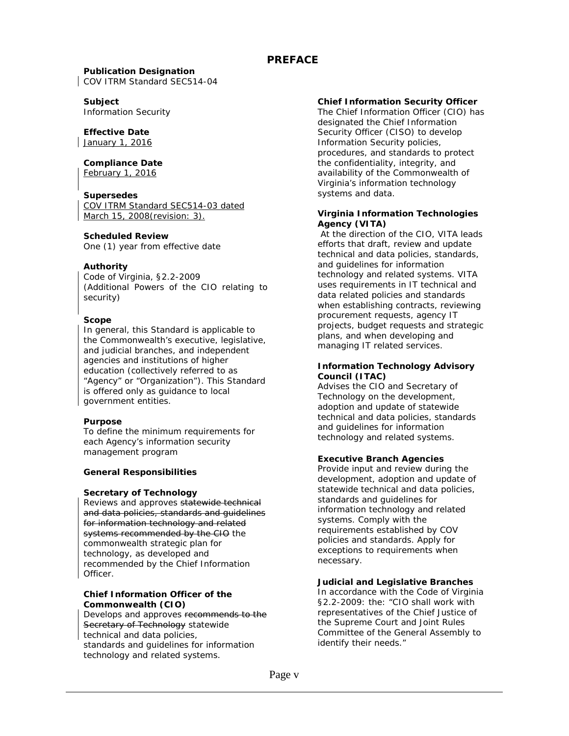# PREFACE

**Publication Designation**
COV ITRM Standard SEC514-04

**Subject**
Information Security

**Effective Date**
January 1, 2016

**Compliance Date**
February 1, 2016

**Supersedes**
COV ITRM Standard SEC514-03 dated March 15, 2008(revision: 3).

**Scheduled Review**
One (1) year from effective date

**Authority**
Code of Virginia, §2.2-2009
(Additional Powers of the CIO relating to security)

**Scope**
In general, this Standard is applicable to the Commonwealth's executive, legislative, and judicial branches, and independent agencies and institutions of higher education (collectively referred to as "Agency" or "Organization"). This Standard is offered only as guidance to local government entities.

**Purpose**
To define the minimum requirements for each Agency's information security management program

**General Responsibilities**

**Secretary of Technology**
Reviews and approves ~~statewide technical and data policies, standards and guidelines for information technology and related systems recommended by the CIO~~ the commonwealth strategic plan for technology, as developed and recommended by the Chief Information Officer.

**Chief Information Officer of the Commonwealth (CIO)**
Develops and approves ~~recommends to the Secretary of Technology~~ statewide technical and data policies, standards and guidelines for information technology and related systems.

**Chief Information Security Officer**
The Chief Information Officer (CIO) has designated the Chief Information Security Officer (CISO) to develop Information Security policies, procedures, and standards to protect the confidentiality, integrity, and availability of the Commonwealth of Virginia's information technology systems and data.

**Virginia Information Technologies Agency (VITA)**
At the direction of the CIO, VITA leads efforts that draft, review and update technical and data policies, standards, and guidelines for information technology and related systems. VITA uses requirements in IT technical and data related policies and standards when establishing contracts, reviewing procurement requests, agency IT projects, budget requests and strategic plans, and when developing and managing IT related services.

**Information Technology Advisory Council (ITAC)**
Advises the CIO and Secretary of Technology on the development, adoption and update of statewide technical and data policies, standards and guidelines for information technology and related systems.

**Executive Branch Agencies**
Provide input and review during the development, adoption and update of statewide technical and data policies, standards and guidelines for information technology and related systems. Comply with the requirements established by COV policies and standards. Apply for exceptions to requirements when necessary.

**Judicial and Legislative Branches**
In accordance with the Code of Virginia §2.2-2009: the: "CIO shall work with representatives of the Chief Justice of the Supreme Court and Joint Rules Committee of the General Assembly to identify their needs."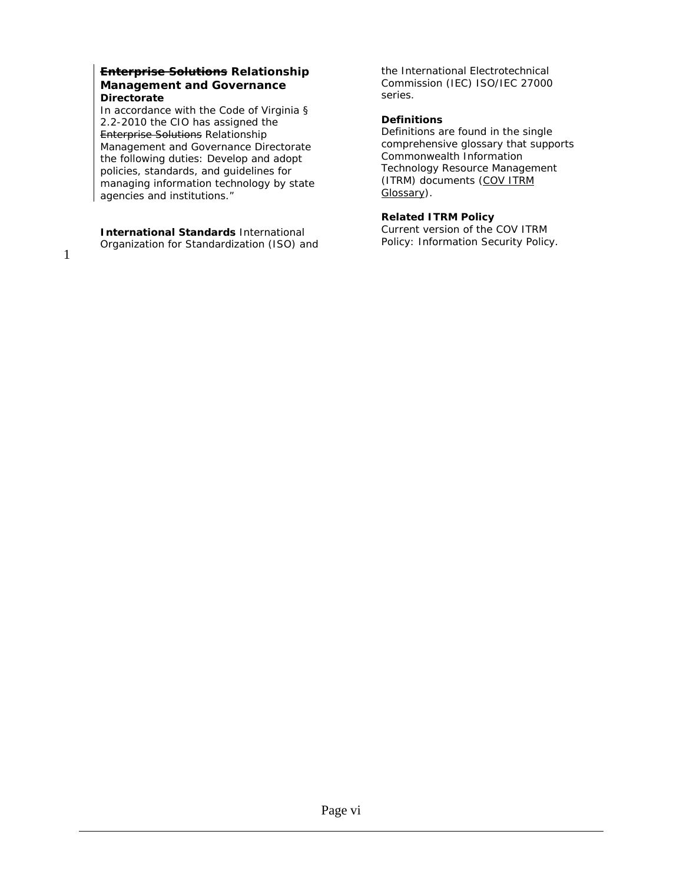**~~Enterprise Solutions~~ Relationship Management and Governance Directorate**

In accordance with the Code of Virginia § 2.2-2010 the CIO has assigned the ~~Enterprise Solutions~~ Relationship Management and Governance Directorate the following duties: Develop and adopt policies, standards, and guidelines for managing information technology by state agencies and institutions."

**International Standards** International Organization for Standardization (ISO) and the International Electrotechnical Commission (IEC) ISO/IEC 27000 series.

**Definitions**

Definitions are found in the single comprehensive glossary that supports Commonwealth Information Technology Resource Management (ITRM) documents (COV ITRM Glossary).

**Related ITRM Policy**

Current version of the COV ITRM Policy: Information Security Policy.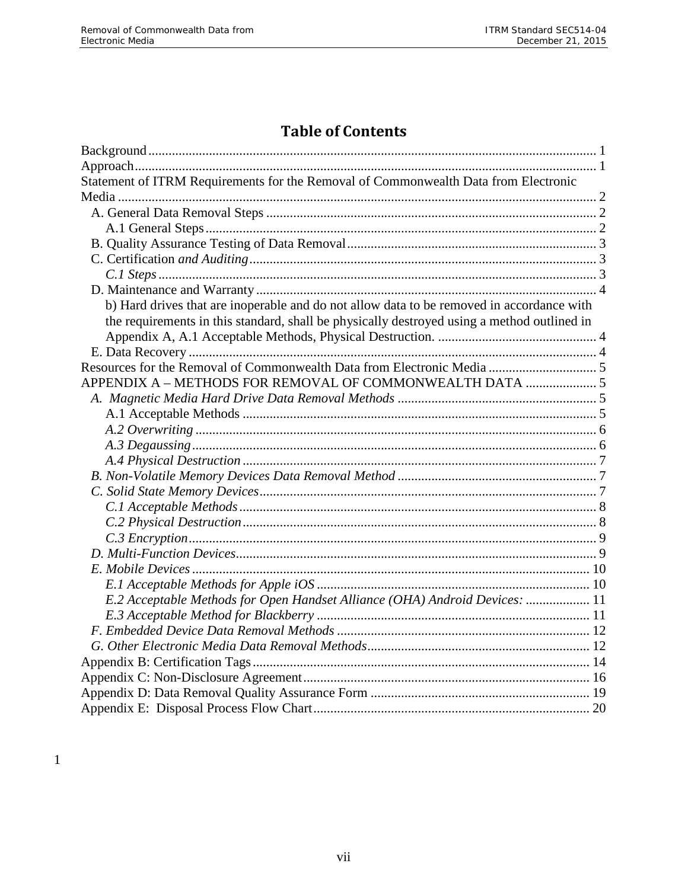# Table of Contents

Background ........................................................................................................................ 1
Approach ........................................................................................................................... 1
Statement of ITRM Requirements for the Removal of Commonwealth Data from Electronic Media ................................................................................................................................ 2
- A. General Data Removal Steps ..................................................................................... 2
  - A.1 General Steps ....................................................................................................... 2
- B. Quality Assurance Testing of Data Removal ............................................................. 3
- C. Certification *and Auditing* ......................................................................................... 3
  - *C.1 Steps* .................................................................................................................... 3
- D. Maintenance and Warranty ........................................................................................ 4
  - b) Hard drives that are inoperable and do not allow data to be removed in accordance with the requirements in this standard, shall be physically destroyed using a method outlined in Appendix A, A.1 Acceptable Methods, Physical Destruction. ............................................... 4
- E. Data Recovery ............................................................................................................ 4

Resources for the Removal of Commonwealth Data from Electronic Media ....................... 5
APPENDIX A – METHODS FOR REMOVAL OF COMMONWEALTH DATA ..................... 5
- *A. Magnetic Media Hard Drive Data Removal Methods* ............................................... 5
  - A.1 Acceptable Methods .............................................................................................. 5
  - *A.2 Overwriting* .......................................................................................................... 6
  - *A.3 Degaussing* ......................................................................................................... 6
  - *A.4 Physical Destruction* ............................................................................................ 7
- *B. Non-Volatile Memory Devices Data Removal Method* .............................................. 7
- *C. Solid State Memory Devices* ...................................................................................... 7
  - *C.1 Acceptable Methods* ............................................................................................. 8
  - *C.2 Physical Destruction* ............................................................................................. 8
  - *C.3 Encryption* ............................................................................................................ 9
- *D. Multi-Function Devices* .............................................................................................. 9
- *E. Mobile Devices* ......................................................................................................... 10
  - *E.1 Acceptable Methods for Apple iOS* ...................................................................... 10
  - *E.2 Acceptable Methods for Open Handset Alliance (OHA) Android Devices:* ............ 11
  - *E.3 Acceptable Method for Blackberry* ....................................................................... 11
- *F. Embedded Device Data Removal Methods* .............................................................. 12
- *G. Other Electronic Media Data Removal Methods* ..................................................... 12

Appendix B: Certification Tags ......................................................................................... 14
Appendix C: Non-Disclosure Agreement .......................................................................... 16
Appendix D: Data Removal Quality Assurance Form ....................................................... 19
Appendix E: Disposal Process Flow Chart ........................................................................ 20

1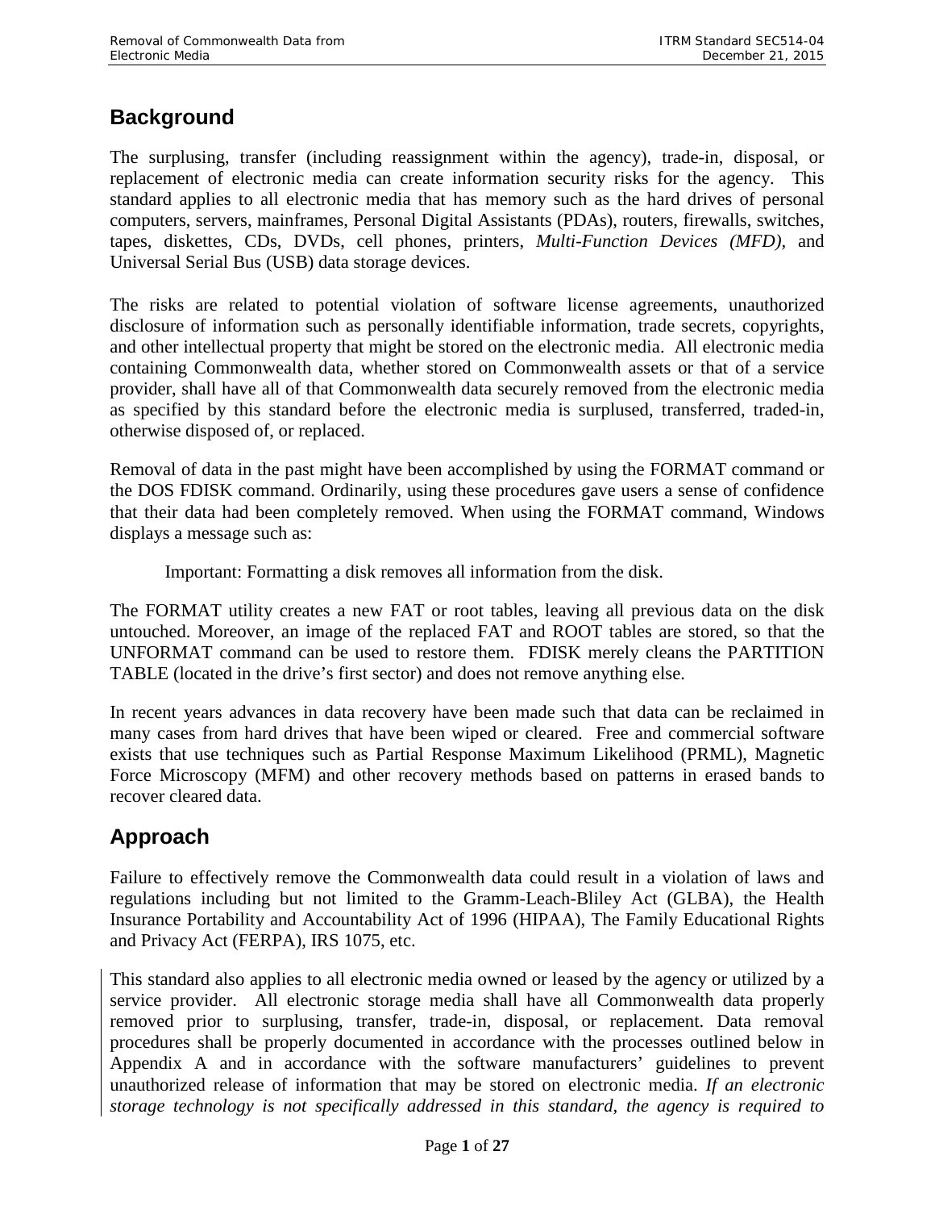## Background

The surplusing, transfer (including reassignment within the agency), trade-in, disposal, or replacement of electronic media can create information security risks for the agency. This standard applies to all electronic media that has memory such as the hard drives of personal computers, servers, mainframes, Personal Digital Assistants (PDAs), routers, firewalls, switches, tapes, diskettes, CDs, DVDs, cell phones, printers, *Multi-Function Devices (MFD)*, and Universal Serial Bus (USB) data storage devices.

The risks are related to potential violation of software license agreements, unauthorized disclosure of information such as personally identifiable information, trade secrets, copyrights, and other intellectual property that might be stored on the electronic media. All electronic media containing Commonwealth data, whether stored on Commonwealth assets or that of a service provider, shall have all of that Commonwealth data securely removed from the electronic media as specified by this standard before the electronic media is surplused, transferred, traded-in, otherwise disposed of, or replaced.

Removal of data in the past might have been accomplished by using the FORMAT command or the DOS FDISK command. Ordinarily, using these procedures gave users a sense of confidence that their data had been completely removed. When using the FORMAT command, Windows displays a message such as:

> Important: Formatting a disk removes all information from the disk.

The FORMAT utility creates a new FAT or root tables, leaving all previous data on the disk untouched. Moreover, an image of the replaced FAT and ROOT tables are stored, so that the UNFORMAT command can be used to restore them. FDISK merely cleans the PARTITION TABLE (located in the drive's first sector) and does not remove anything else.

In recent years advances in data recovery have been made such that data can be reclaimed in many cases from hard drives that have been wiped or cleared. Free and commercial software exists that use techniques such as Partial Response Maximum Likelihood (PRML), Magnetic Force Microscopy (MFM) and other recovery methods based on patterns in erased bands to recover cleared data.

## Approach

Failure to effectively remove the Commonwealth data could result in a violation of laws and regulations including but not limited to the Gramm-Leach-Bliley Act (GLBA), the Health Insurance Portability and Accountability Act of 1996 (HIPAA), The Family Educational Rights and Privacy Act (FERPA), IRS 1075, etc.

This standard also applies to all electronic media owned or leased by the agency or utilized by a service provider. All electronic storage media shall have all Commonwealth data properly removed prior to surplusing, transfer, trade-in, disposal, or replacement. Data removal procedures shall be properly documented in accordance with the processes outlined below in Appendix A and in accordance with the software manufacturers' guidelines to prevent unauthorized release of information that may be stored on electronic media. *If an electronic storage technology is not specifically addressed in this standard, the agency is required to*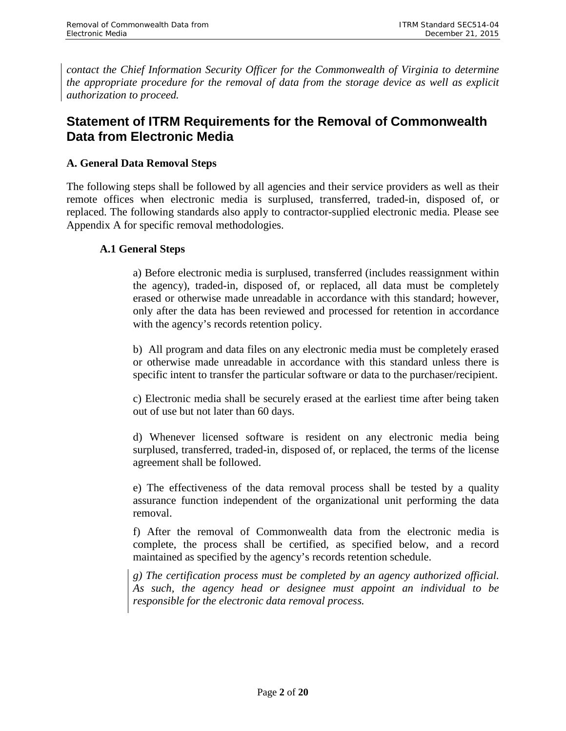*contact the Chief Information Security Officer for the Commonwealth of Virginia to determine the appropriate procedure for the removal of data from the storage device as well as explicit authorization to proceed.*

## Statement of ITRM Requirements for the Removal of Commonwealth Data from Electronic Media

### A. General Data Removal Steps

The following steps shall be followed by all agencies and their service providers as well as their remote offices when electronic media is surplused, transferred, traded-in, disposed of, or replaced. The following standards also apply to contractor-supplied electronic media. Please see Appendix A for specific removal methodologies.

#### A.1 General Steps

a) Before electronic media is surplused, transferred (includes reassignment within the agency), traded-in, disposed of, or replaced, all data must be completely erased or otherwise made unreadable in accordance with this standard; however, only after the data has been reviewed and processed for retention in accordance with the agency's records retention policy.

b) All program and data files on any electronic media must be completely erased or otherwise made unreadable in accordance with this standard unless there is specific intent to transfer the particular software or data to the purchaser/recipient.

c) Electronic media shall be securely erased at the earliest time after being taken out of use but not later than 60 days.

d) Whenever licensed software is resident on any electronic media being surplused, transferred, traded-in, disposed of, or replaced, the terms of the license agreement shall be followed.

e) The effectiveness of the data removal process shall be tested by a quality assurance function independent of the organizational unit performing the data removal.

f) After the removal of Commonwealth data from the electronic media is complete, the process shall be certified, as specified below, and a record maintained as specified by the agency's records retention schedule.

*g) The certification process must be completed by an agency authorized official. As such, the agency head or designee must appoint an individual to be responsible for the electronic data removal process.*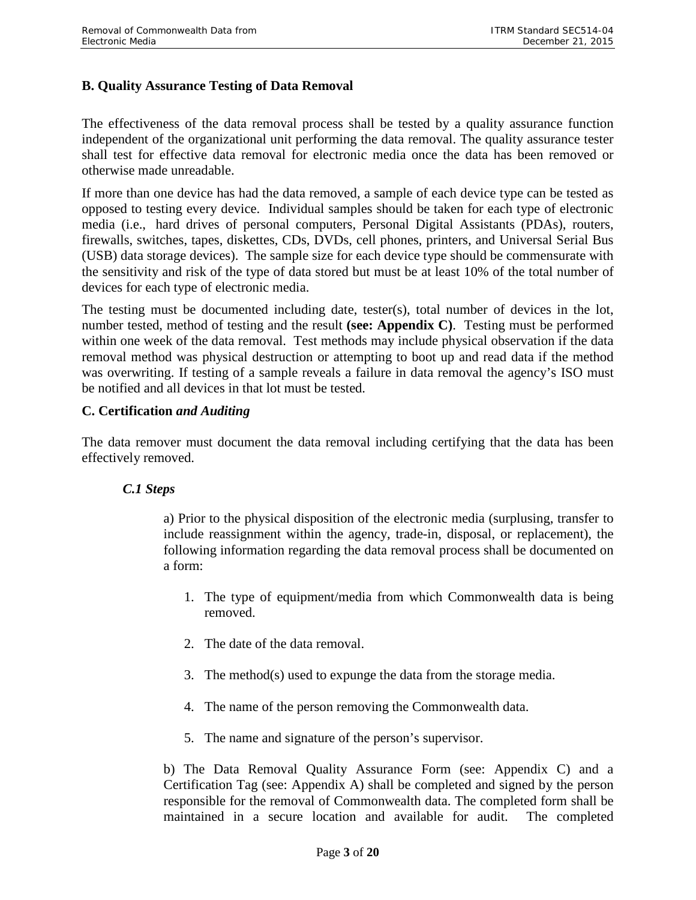### B. Quality Assurance Testing of Data Removal

The effectiveness of the data removal process shall be tested by a quality assurance function independent of the organizational unit performing the data removal. The quality assurance tester shall test for effective data removal for electronic media once the data has been removed or otherwise made unreadable.

If more than one device has had the data removed, a sample of each device type can be tested as opposed to testing every device. Individual samples should be taken for each type of electronic media (i.e., hard drives of personal computers, Personal Digital Assistants (PDAs), routers, firewalls, switches, tapes, diskettes, CDs, DVDs, cell phones, printers, and Universal Serial Bus (USB) data storage devices). The sample size for each device type should be commensurate with the sensitivity and risk of the type of data stored but must be at least 10% of the total number of devices for each type of electronic media.

The testing must be documented including date, tester(s), total number of devices in the lot, number tested, method of testing and the result **(see: Appendix C)**. Testing must be performed within one week of the data removal. Test methods may include physical observation if the data removal method was physical destruction or attempting to boot up and read data if the method was overwriting. If testing of a sample reveals a failure in data removal the agency's ISO must be notified and all devices in that lot must be tested.

### C. Certification *and Auditing*

The data remover must document the data removal including certifying that the data has been effectively removed.

#### *C.1 Steps*

a) Prior to the physical disposition of the electronic media (surplusing, transfer to include reassignment within the agency, trade-in, disposal, or replacement), the following information regarding the data removal process shall be documented on a form:

1. The type of equipment/media from which Commonwealth data is being removed.
2. The date of the data removal.
3. The method(s) used to expunge the data from the storage media.
4. The name of the person removing the Commonwealth data.
5. The name and signature of the person's supervisor.

b) The Data Removal Quality Assurance Form (see: Appendix C) and a Certification Tag (see: Appendix A) shall be completed and signed by the person responsible for the removal of Commonwealth data. The completed form shall be maintained in a secure location and available for audit. The completed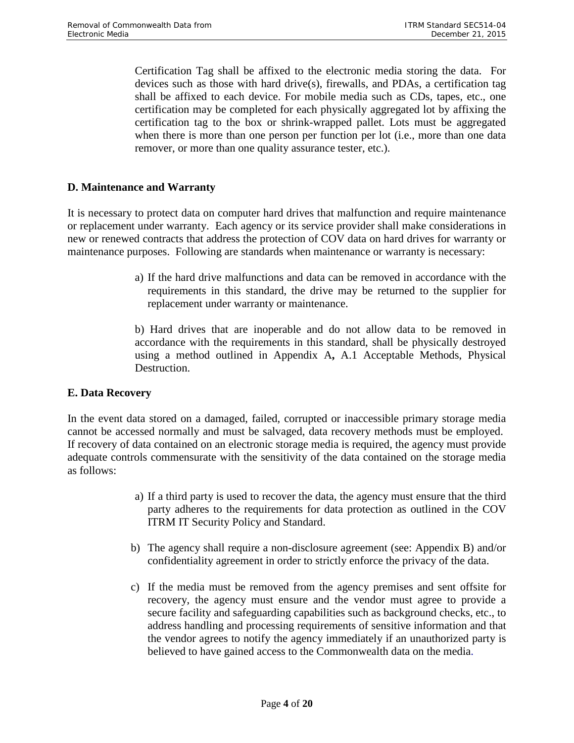Certification Tag shall be affixed to the electronic media storing the data. For devices such as those with hard drive(s), firewalls, and PDAs, a certification tag shall be affixed to each device. For mobile media such as CDs, tapes, etc., one certification may be completed for each physically aggregated lot by affixing the certification tag to the box or shrink-wrapped pallet. Lots must be aggregated when there is more than one person per function per lot (i.e., more than one data remover, or more than one quality assurance tester, etc.).

### D. Maintenance and Warranty

It is necessary to protect data on computer hard drives that malfunction and require maintenance or replacement under warranty. Each agency or its service provider shall make considerations in new or renewed contracts that address the protection of COV data on hard drives for warranty or maintenance purposes. Following are standards when maintenance or warranty is necessary:

a) If the hard drive malfunctions and data can be removed in accordance with the requirements in this standard, the drive may be returned to the supplier for replacement under warranty or maintenance.

b) Hard drives that are inoperable and do not allow data to be removed in accordance with the requirements in this standard, shall be physically destroyed using a method outlined in Appendix A**,** A.1 Acceptable Methods, Physical Destruction.

### E. Data Recovery

In the event data stored on a damaged, failed, corrupted or inaccessible primary storage media cannot be accessed normally and must be salvaged, data recovery methods must be employed. If recovery of data contained on an electronic storage media is required, the agency must provide adequate controls commensurate with the sensitivity of the data contained on the storage media as follows:

a) If a third party is used to recover the data, the agency must ensure that the third party adheres to the requirements for data protection as outlined in the COV ITRM IT Security Policy and Standard.

b) The agency shall require a non-disclosure agreement (see: Appendix B) and/or confidentiality agreement in order to strictly enforce the privacy of the data.

c) If the media must be removed from the agency premises and sent offsite for recovery, the agency must ensure and the vendor must agree to provide a secure facility and safeguarding capabilities such as background checks, etc., to address handling and processing requirements of sensitive information and that the vendor agrees to notify the agency immediately if an unauthorized party is believed to have gained access to the Commonwealth data on the media.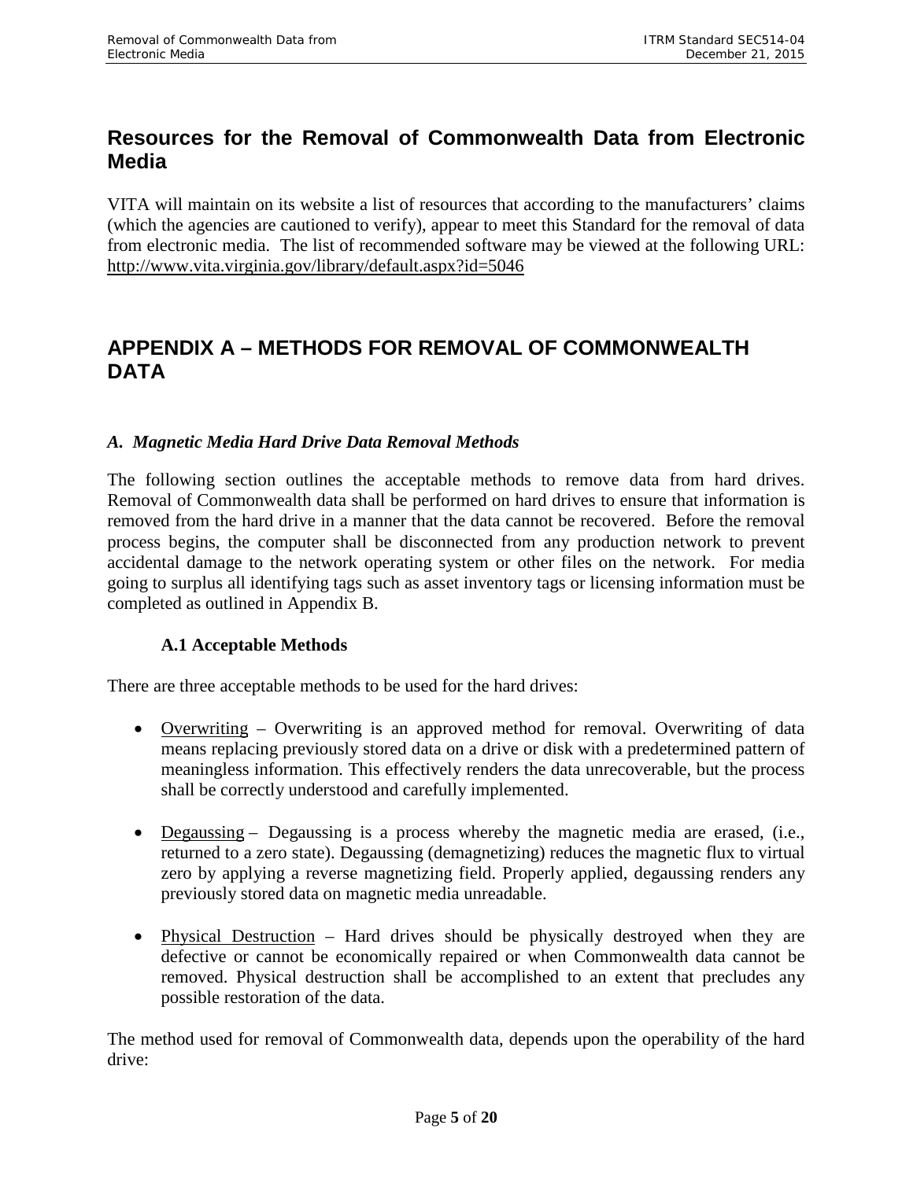## Resources for the Removal of Commonwealth Data from Electronic Media

VITA will maintain on its website a list of resources that according to the manufacturers' claims (which the agencies are cautioned to verify), appear to meet this Standard for the removal of data from electronic media. The list of recommended software may be viewed at the following URL: http://www.vita.virginia.gov/library/default.aspx?id=5046

## APPENDIX A – METHODS FOR REMOVAL OF COMMONWEALTH DATA

### *A. Magnetic Media Hard Drive Data Removal Methods*

The following section outlines the acceptable methods to remove data from hard drives. Removal of Commonwealth data shall be performed on hard drives to ensure that information is removed from the hard drive in a manner that the data cannot be recovered. Before the removal process begins, the computer shall be disconnected from any production network to prevent accidental damage to the network operating system or other files on the network. For media going to surplus all identifying tags such as asset inventory tags or licensing information must be completed as outlined in Appendix B.

#### A.1 Acceptable Methods

There are three acceptable methods to be used for the hard drives:

- Overwriting – Overwriting is an approved method for removal. Overwriting of data means replacing previously stored data on a drive or disk with a predetermined pattern of meaningless information. This effectively renders the data unrecoverable, but the process shall be correctly understood and carefully implemented.
- Degaussing – Degaussing is a process whereby the magnetic media are erased, (i.e., returned to a zero state). Degaussing (demagnetizing) reduces the magnetic flux to virtual zero by applying a reverse magnetizing field. Properly applied, degaussing renders any previously stored data on magnetic media unreadable.
- Physical Destruction – Hard drives should be physically destroyed when they are defective or cannot be economically repaired or when Commonwealth data cannot be removed. Physical destruction shall be accomplished to an extent that precludes any possible restoration of the data.

The method used for removal of Commonwealth data, depends upon the operability of the hard drive: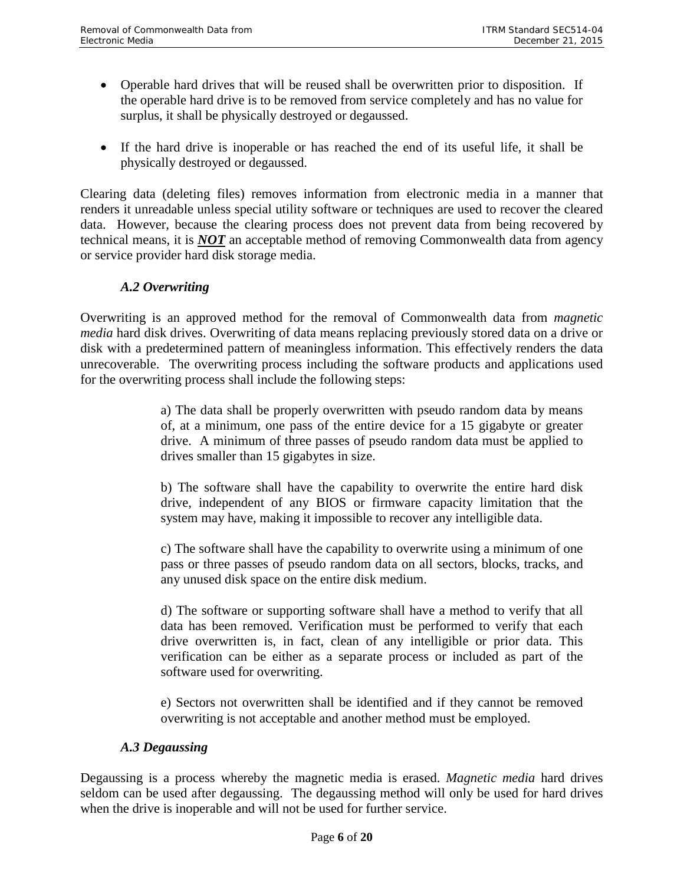- Operable hard drives that will be reused shall be overwritten prior to disposition. If the operable hard drive is to be removed from service completely and has no value for surplus, it shall be physically destroyed or degaussed.

- If the hard drive is inoperable or has reached the end of its useful life, it shall be physically destroyed or degaussed.

Clearing data (deleting files) removes information from electronic media in a manner that renders it unreadable unless special utility software or techniques are used to recover the cleared data. However, because the clearing process does not prevent data from being recovered by technical means, it is ***NOT*** an acceptable method of removing Commonwealth data from agency or service provider hard disk storage media.

### *A.2 Overwriting*

Overwriting is an approved method for the removal of Commonwealth data from *magnetic media* hard disk drives. Overwriting of data means replacing previously stored data on a drive or disk with a predetermined pattern of meaningless information. This effectively renders the data unrecoverable. The overwriting process including the software products and applications used for the overwriting process shall include the following steps:

> a) The data shall be properly overwritten with pseudo random data by means of, at a minimum, one pass of the entire device for a 15 gigabyte or greater drive. A minimum of three passes of pseudo random data must be applied to drives smaller than 15 gigabytes in size.
>
> b) The software shall have the capability to overwrite the entire hard disk drive, independent of any BIOS or firmware capacity limitation that the system may have, making it impossible to recover any intelligible data.
>
> c) The software shall have the capability to overwrite using a minimum of one pass or three passes of pseudo random data on all sectors, blocks, tracks, and any unused disk space on the entire disk medium.
>
> d) The software or supporting software shall have a method to verify that all data has been removed. Verification must be performed to verify that each drive overwritten is, in fact, clean of any intelligible or prior data. This verification can be either as a separate process or included as part of the software used for overwriting.
>
> e) Sectors not overwritten shall be identified and if they cannot be removed overwriting is not acceptable and another method must be employed.

### *A.3 Degaussing*

Degaussing is a process whereby the magnetic media is erased. *Magnetic media* hard drives seldom can be used after degaussing. The degaussing method will only be used for hard drives when the drive is inoperable and will not be used for further service.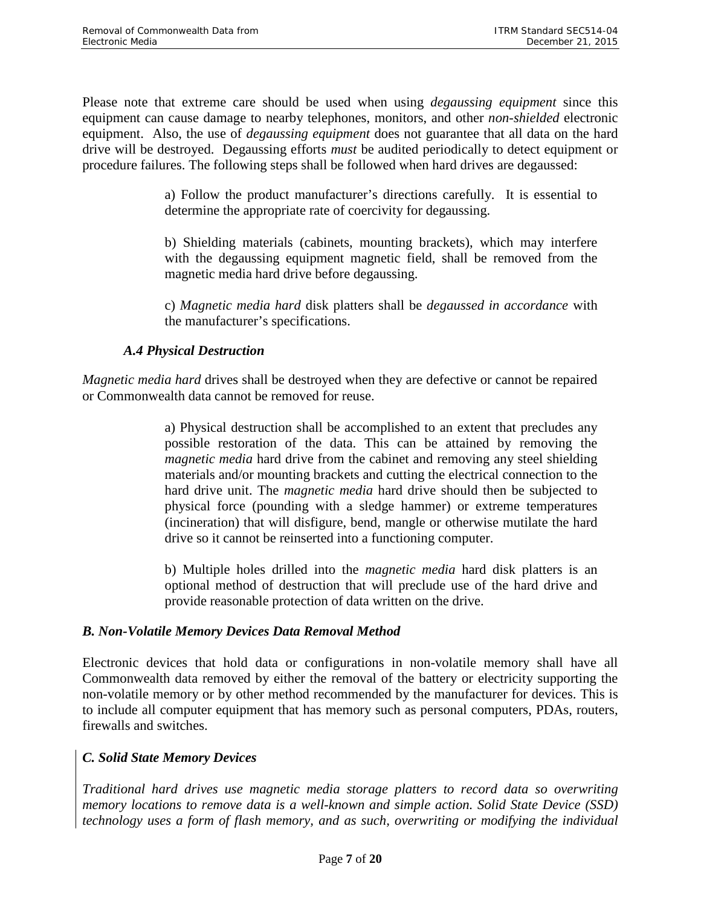Please note that extreme care should be used when using *degaussing equipment* since this equipment can cause damage to nearby telephones, monitors, and other *non-shielded* electronic equipment. Also, the use of *degaussing equipment* does not guarantee that all data on the hard drive will be destroyed. Degaussing efforts *must* be audited periodically to detect equipment or procedure failures. The following steps shall be followed when hard drives are degaussed:

> a) Follow the product manufacturer's directions carefully. It is essential to determine the appropriate rate of coercivity for degaussing.
>
> b) Shielding materials (cabinets, mounting brackets), which may interfere with the degaussing equipment magnetic field, shall be removed from the magnetic media hard drive before degaussing.
>
> c) *Magnetic media hard* disk platters shall be *degaussed in accordance* with the manufacturer's specifications.

### *A.4 Physical Destruction*

*Magnetic media hard* drives shall be destroyed when they are defective or cannot be repaired or Commonwealth data cannot be removed for reuse.

> a) Physical destruction shall be accomplished to an extent that precludes any possible restoration of the data. This can be attained by removing the *magnetic media* hard drive from the cabinet and removing any steel shielding materials and/or mounting brackets and cutting the electrical connection to the hard drive unit. The *magnetic media* hard drive should then be subjected to physical force (pounding with a sledge hammer) or extreme temperatures (incineration) that will disfigure, bend, mangle or otherwise mutilate the hard drive so it cannot be reinserted into a functioning computer.
>
> b) Multiple holes drilled into the *magnetic media* hard disk platters is an optional method of destruction that will preclude use of the hard drive and provide reasonable protection of data written on the drive.

## *B. Non-Volatile Memory Devices Data Removal Method*

Electronic devices that hold data or configurations in non-volatile memory shall have all Commonwealth data removed by either the removal of the battery or electricity supporting the non-volatile memory or by other method recommended by the manufacturer for devices. This is to include all computer equipment that has memory such as personal computers, PDAs, routers, firewalls and switches.

## *C. Solid State Memory Devices*

*Traditional hard drives use magnetic media storage platters to record data so overwriting memory locations to remove data is a well-known and simple action. Solid State Device (SSD) technology uses a form of flash memory, and as such, overwriting or modifying the individual*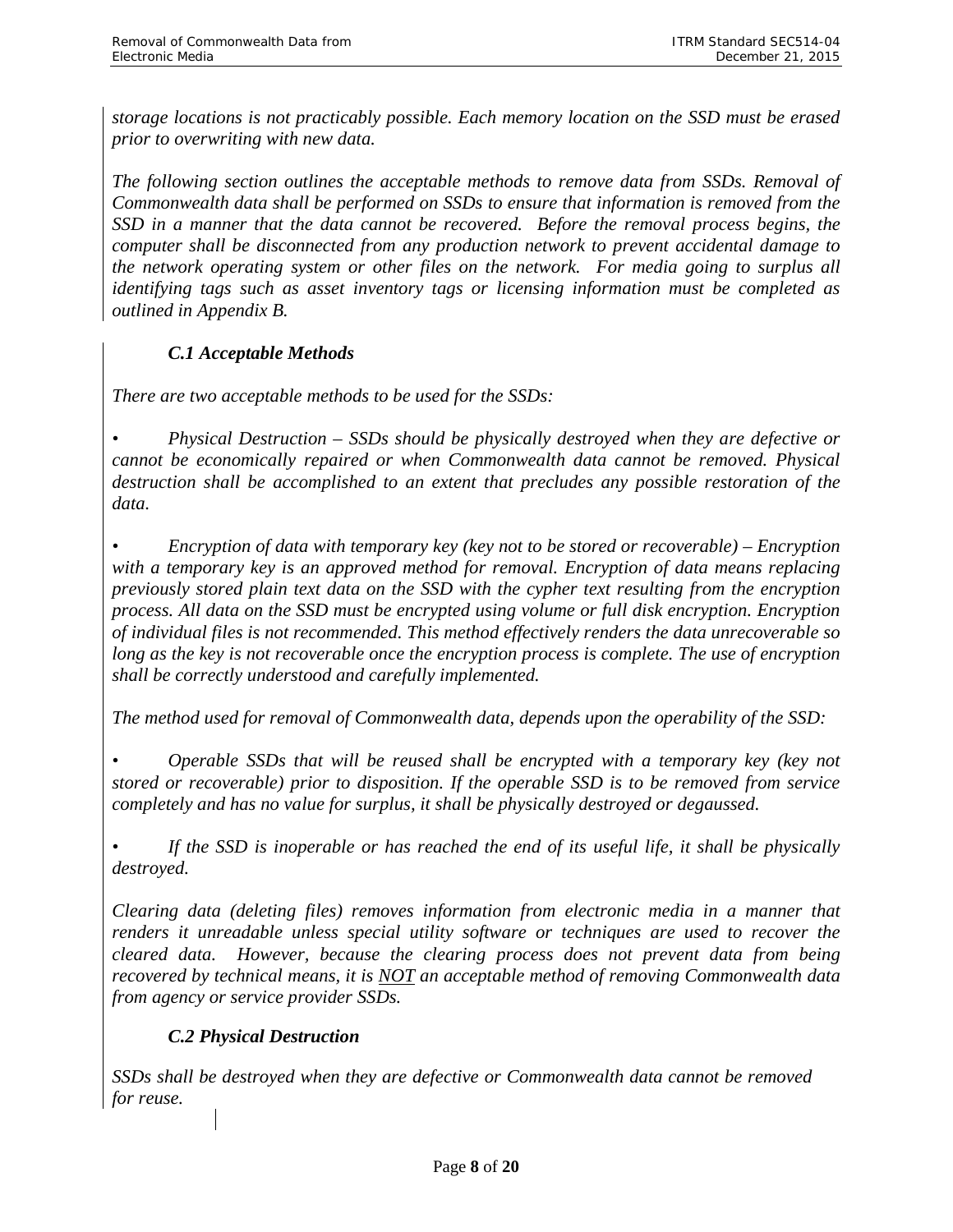*storage locations is not practicably possible. Each memory location on the SSD must be erased prior to overwriting with new data.*

*The following section outlines the acceptable methods to remove data from SSDs. Removal of Commonwealth data shall be performed on SSDs to ensure that information is removed from the SSD in a manner that the data cannot be recovered. Before the removal process begins, the computer shall be disconnected from any production network to prevent accidental damage to the network operating system or other files on the network. For media going to surplus all identifying tags such as asset inventory tags or licensing information must be completed as outlined in Appendix B.*

### *C.1 Acceptable Methods*

*There are two acceptable methods to be used for the SSDs:*

- *Physical Destruction – SSDs should be physically destroyed when they are defective or cannot be economically repaired or when Commonwealth data cannot be removed. Physical destruction shall be accomplished to an extent that precludes any possible restoration of the data.*

- *Encryption of data with temporary key (key not to be stored or recoverable) – Encryption with a temporary key is an approved method for removal. Encryption of data means replacing previously stored plain text data on the SSD with the cypher text resulting from the encryption process. All data on the SSD must be encrypted using volume or full disk encryption. Encryption of individual files is not recommended. This method effectively renders the data unrecoverable so long as the key is not recoverable once the encryption process is complete. The use of encryption shall be correctly understood and carefully implemented.*

*The method used for removal of Commonwealth data, depends upon the operability of the SSD:*

- *Operable SSDs that will be reused shall be encrypted with a temporary key (key not stored or recoverable) prior to disposition. If the operable SSD is to be removed from service completely and has no value for surplus, it shall be physically destroyed or degaussed.*

- *If the SSD is inoperable or has reached the end of its useful life, it shall be physically destroyed.*

*Clearing data (deleting files) removes information from electronic media in a manner that renders it unreadable unless special utility software or techniques are used to recover the cleared data. However, because the clearing process does not prevent data from being recovered by technical means, it is* ***NOT*** *an acceptable method of removing Commonwealth data from agency or service provider SSDs.*

### *C.2 Physical Destruction*

*SSDs shall be destroyed when they are defective or Commonwealth data cannot be removed for reuse.*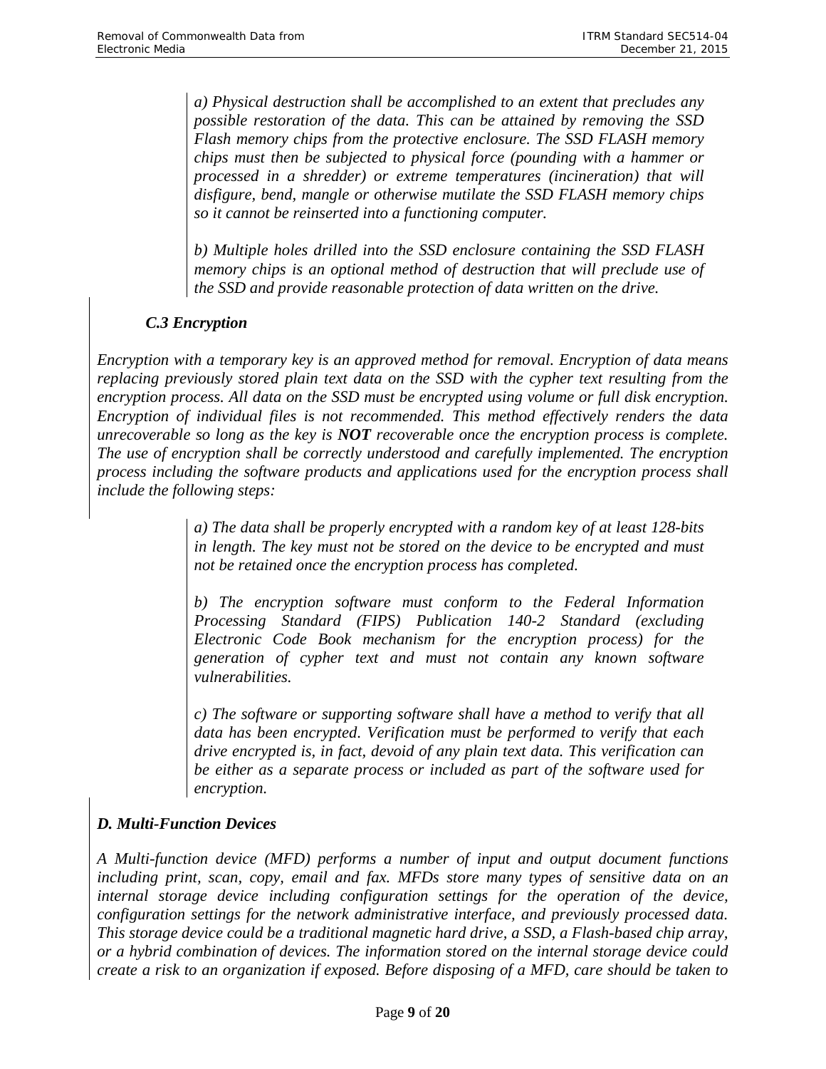*a) Physical destruction shall be accomplished to an extent that precludes any possible restoration of the data. This can be attained by removing the SSD Flash memory chips from the protective enclosure. The SSD FLASH memory chips must then be subjected to physical force (pounding with a hammer or processed in a shredder) or extreme temperatures (incineration) that will disfigure, bend, mangle or otherwise mutilate the SSD FLASH memory chips so it cannot be reinserted into a functioning computer.*

*b) Multiple holes drilled into the SSD enclosure containing the SSD FLASH memory chips is an optional method of destruction that will preclude use of the SSD and provide reasonable protection of data written on the drive.*

### *C.3 Encryption*

*Encryption with a temporary key is an approved method for removal. Encryption of data means replacing previously stored plain text data on the SSD with the cypher text resulting from the encryption process. All data on the SSD must be encrypted using volume or full disk encryption. Encryption of individual files is not recommended. This method effectively renders the data unrecoverable so long as the key is **NOT** recoverable once the encryption process is complete. The use of encryption shall be correctly understood and carefully implemented. The encryption process including the software products and applications used for the encryption process shall include the following steps:*

*a) The data shall be properly encrypted with a random key of at least 128-bits in length. The key must not be stored on the device to be encrypted and must not be retained once the encryption process has completed.*

*b) The encryption software must conform to the Federal Information Processing Standard (FIPS) Publication 140-2 Standard (excluding Electronic Code Book mechanism for the encryption process) for the generation of cypher text and must not contain any known software vulnerabilities.*

*c) The software or supporting software shall have a method to verify that all data has been encrypted. Verification must be performed to verify that each drive encrypted is, in fact, devoid of any plain text data. This verification can be either as a separate process or included as part of the software used for encryption.*

## *D. Multi-Function Devices*

*A Multi-function device (MFD) performs a number of input and output document functions including print, scan, copy, email and fax. MFDs store many types of sensitive data on an internal storage device including configuration settings for the operation of the device, configuration settings for the network administrative interface, and previously processed data. This storage device could be a traditional magnetic hard drive, a SSD, a Flash-based chip array, or a hybrid combination of devices. The information stored on the internal storage device could create a risk to an organization if exposed. Before disposing of a MFD, care should be taken to*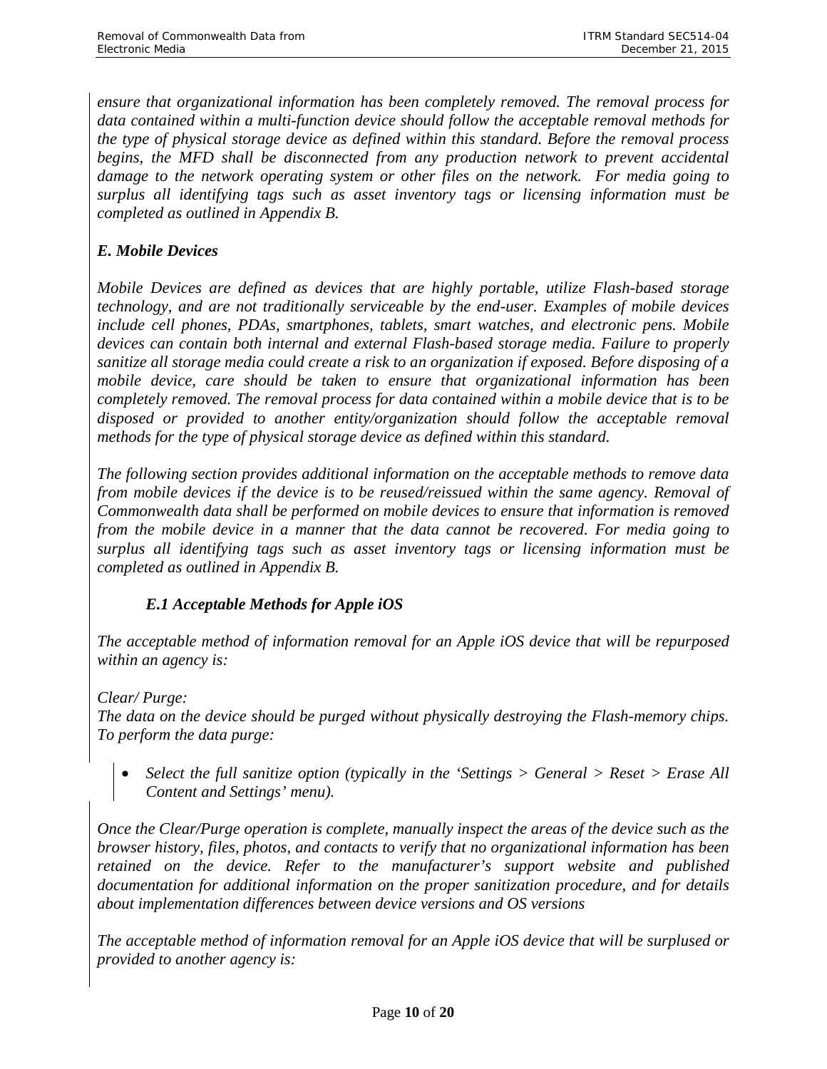*ensure that organizational information has been completely removed. The removal process for data contained within a multi-function device should follow the acceptable removal methods for the type of physical storage device as defined within this standard. Before the removal process begins, the MFD shall be disconnected from any production network to prevent accidental damage to the network operating system or other files on the network. For media going to surplus all identifying tags such as asset inventory tags or licensing information must be completed as outlined in Appendix B.*

### *E. Mobile Devices*

*Mobile Devices are defined as devices that are highly portable, utilize Flash-based storage technology, and are not traditionally serviceable by the end-user. Examples of mobile devices include cell phones, PDAs, smartphones, tablets, smart watches, and electronic pens. Mobile devices can contain both internal and external Flash-based storage media. Failure to properly sanitize all storage media could create a risk to an organization if exposed. Before disposing of a mobile device, care should be taken to ensure that organizational information has been completely removed. The removal process for data contained within a mobile device that is to be disposed or provided to another entity/organization should follow the acceptable removal methods for the type of physical storage device as defined within this standard.*

*The following section provides additional information on the acceptable methods to remove data from mobile devices if the device is to be reused/reissued within the same agency. Removal of Commonwealth data shall be performed on mobile devices to ensure that information is removed from the mobile device in a manner that the data cannot be recovered. For media going to surplus all identifying tags such as asset inventory tags or licensing information must be completed as outlined in Appendix B.*

#### *E.1 Acceptable Methods for Apple iOS*

*The acceptable method of information removal for an Apple iOS device that will be repurposed within an agency is:*

*Clear/ Purge:*
*The data on the device should be purged without physically destroying the Flash-memory chips. To perform the data purge:*

- *Select the full sanitize option (typically in the 'Settings > General > Reset > Erase All Content and Settings' menu).*

*Once the Clear/Purge operation is complete, manually inspect the areas of the device such as the browser history, files, photos, and contacts to verify that no organizational information has been retained on the device. Refer to the manufacturer's support website and published documentation for additional information on the proper sanitization procedure, and for details about implementation differences between device versions and OS versions*

*The acceptable method of information removal for an Apple iOS device that will be surplused or provided to another agency is:*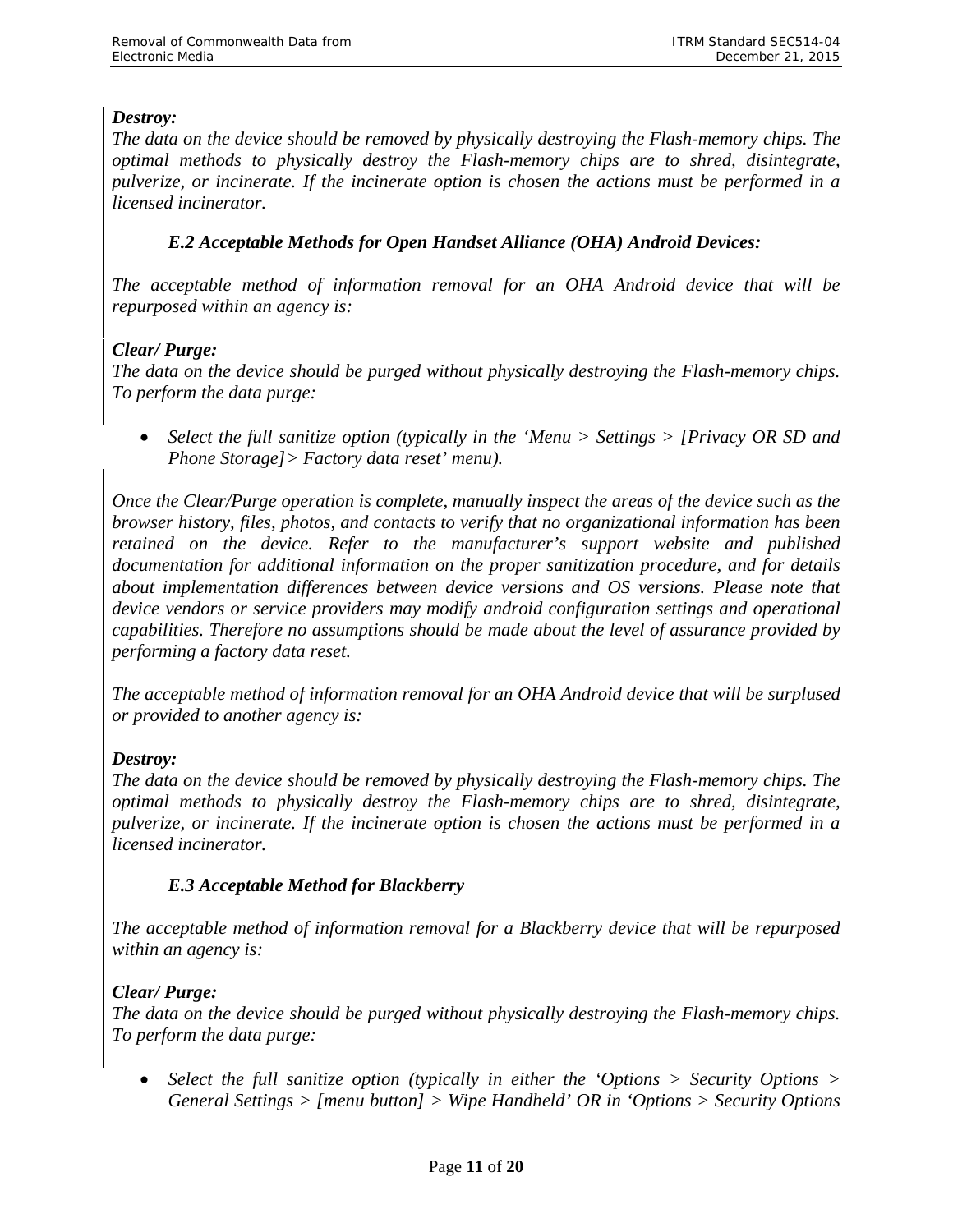***Destroy:***
*The data on the device should be removed by physically destroying the Flash-memory chips. The optimal methods to physically destroy the Flash-memory chips are to shred, disintegrate, pulverize, or incinerate. If the incinerate option is chosen the actions must be performed in a licensed incinerator.*

### *E.2 Acceptable Methods for Open Handset Alliance (OHA) Android Devices:*

*The acceptable method of information removal for an OHA Android device that will be repurposed within an agency is:*

***Clear/ Purge:***
*The data on the device should be purged without physically destroying the Flash-memory chips. To perform the data purge:*

- *Select the full sanitize option (typically in the 'Menu > Settings > [Privacy OR SD and Phone Storage]> Factory data reset' menu).*

*Once the Clear/Purge operation is complete, manually inspect the areas of the device such as the browser history, files, photos, and contacts to verify that no organizational information has been retained on the device. Refer to the manufacturer's support website and published documentation for additional information on the proper sanitization procedure, and for details about implementation differences between device versions and OS versions. Please note that device vendors or service providers may modify android configuration settings and operational capabilities. Therefore no assumptions should be made about the level of assurance provided by performing a factory data reset.*

*The acceptable method of information removal for an OHA Android device that will be surplused or provided to another agency is:*

***Destroy:***
*The data on the device should be removed by physically destroying the Flash-memory chips. The optimal methods to physically destroy the Flash-memory chips are to shred, disintegrate, pulverize, or incinerate. If the incinerate option is chosen the actions must be performed in a licensed incinerator.*

### *E.3 Acceptable Method for Blackberry*

*The acceptable method of information removal for a Blackberry device that will be repurposed within an agency is:*

***Clear/ Purge:***
*The data on the device should be purged without physically destroying the Flash-memory chips. To perform the data purge:*

- *Select the full sanitize option (typically in either the 'Options > Security Options > General Settings > [menu button] > Wipe Handheld' OR in 'Options > Security Options*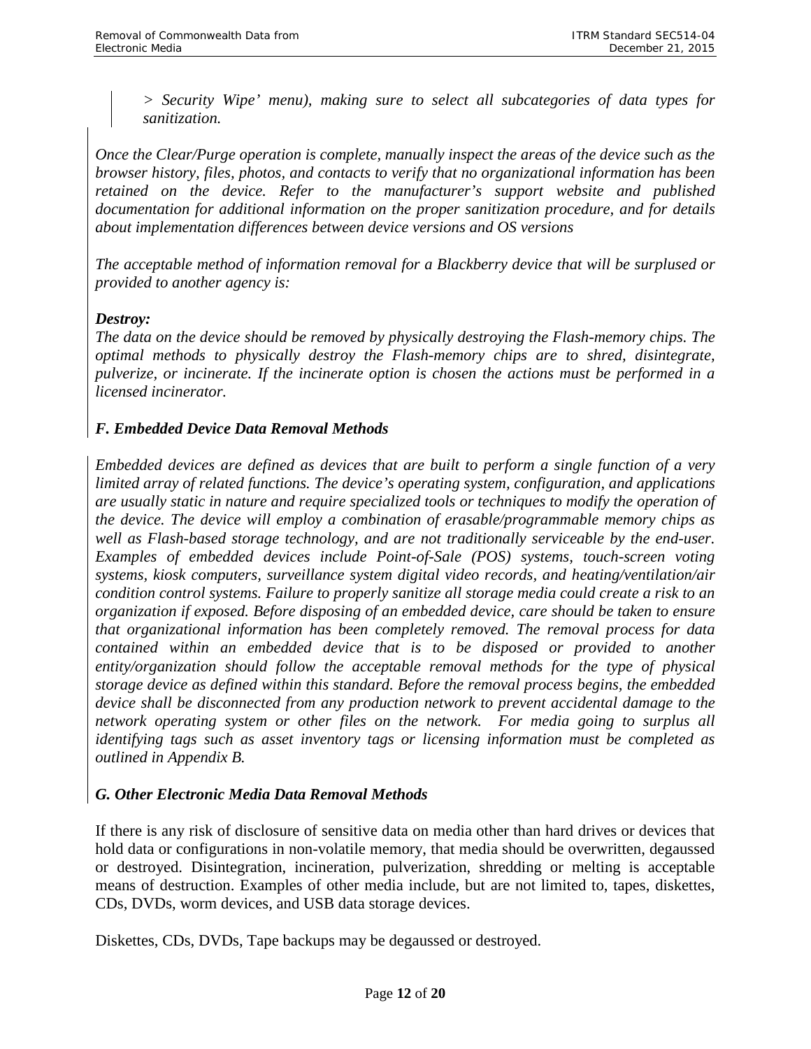*> Security Wipe' menu), making sure to select all subcategories of data types for sanitization.*

*Once the Clear/Purge operation is complete, manually inspect the areas of the device such as the browser history, files, photos, and contacts to verify that no organizational information has been retained on the device. Refer to the manufacturer's support website and published documentation for additional information on the proper sanitization procedure, and for details about implementation differences between device versions and OS versions*

*The acceptable method of information removal for a Blackberry device that will be surplused or provided to another agency is:*

***Destroy:***
*The data on the device should be removed by physically destroying the Flash-memory chips. The optimal methods to physically destroy the Flash-memory chips are to shred, disintegrate, pulverize, or incinerate. If the incinerate option is chosen the actions must be performed in a licensed incinerator.*

### *F. Embedded Device Data Removal Methods*

*Embedded devices are defined as devices that are built to perform a single function of a very limited array of related functions. The device's operating system, configuration, and applications are usually static in nature and require specialized tools or techniques to modify the operation of the device. The device will employ a combination of erasable/programmable memory chips as well as Flash-based storage technology, and are not traditionally serviceable by the end-user. Examples of embedded devices include Point-of-Sale (POS) systems, touch-screen voting systems, kiosk computers, surveillance system digital video records, and heating/ventilation/air condition control systems. Failure to properly sanitize all storage media could create a risk to an organization if exposed. Before disposing of an embedded device, care should be taken to ensure that organizational information has been completely removed. The removal process for data contained within an embedded device that is to be disposed or provided to another entity/organization should follow the acceptable removal methods for the type of physical storage device as defined within this standard. Before the removal process begins, the embedded device shall be disconnected from any production network to prevent accidental damage to the network operating system or other files on the network. For media going to surplus all identifying tags such as asset inventory tags or licensing information must be completed as outlined in Appendix B.*

### *G. Other Electronic Media Data Removal Methods*

If there is any risk of disclosure of sensitive data on media other than hard drives or devices that hold data or configurations in non-volatile memory, that media should be overwritten, degaussed or destroyed. Disintegration, incineration, pulverization, shredding or melting is acceptable means of destruction. Examples of other media include, but are not limited to, tapes, diskettes, CDs, DVDs, worm devices, and USB data storage devices.

Diskettes, CDs, DVDs, Tape backups may be degaussed or destroyed.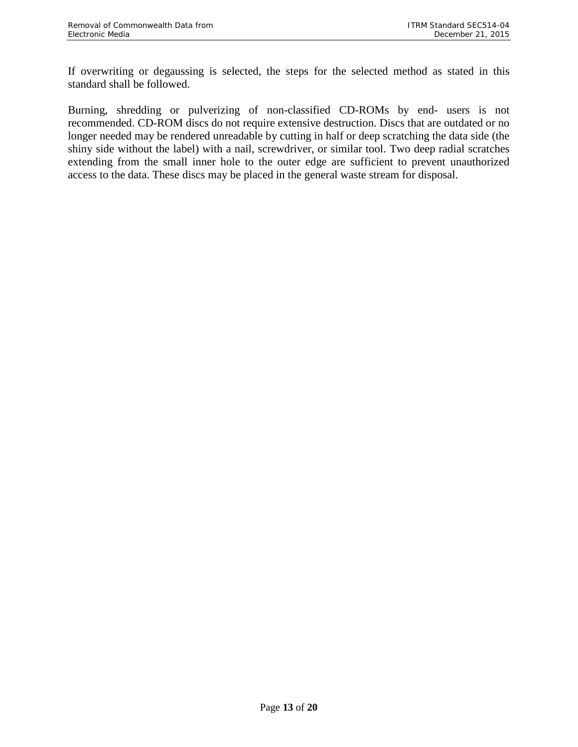If overwriting or degaussing is selected, the steps for the selected method as stated in this standard shall be followed.

Burning, shredding or pulverizing of non-classified CD-ROMs by end- users is not recommended. CD-ROM discs do not require extensive destruction. Discs that are outdated or no longer needed may be rendered unreadable by cutting in half or deep scratching the data side (the shiny side without the label) with a nail, screwdriver, or similar tool. Two deep radial scratches extending from the small inner hole to the outer edge are sufficient to prevent unauthorized access to the data. These discs may be placed in the general waste stream for disposal.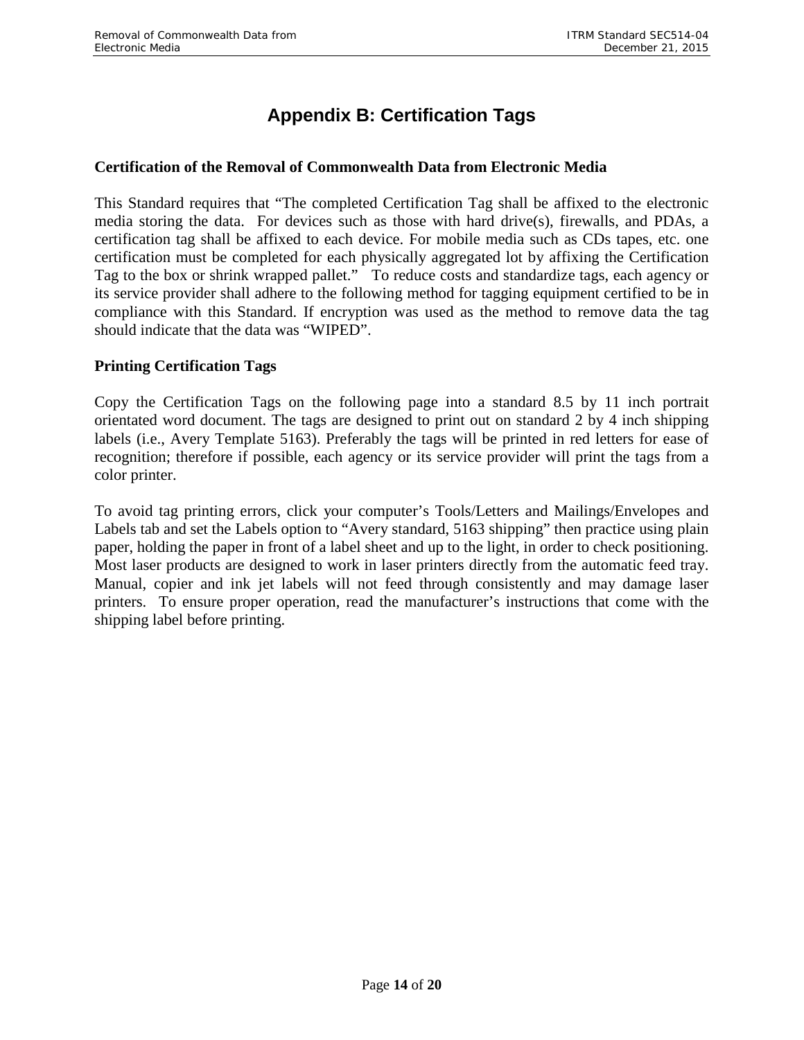# Appendix B: Certification Tags

**Certification of the Removal of Commonwealth Data from Electronic Media**

This Standard requires that "The completed Certification Tag shall be affixed to the electronic media storing the data. For devices such as those with hard drive(s), firewalls, and PDAs, a certification tag shall be affixed to each device. For mobile media such as CDs tapes, etc. one certification must be completed for each physically aggregated lot by affixing the Certification Tag to the box or shrink wrapped pallet." To reduce costs and standardize tags, each agency or its service provider shall adhere to the following method for tagging equipment certified to be in compliance with this Standard. If encryption was used as the method to remove data the tag should indicate that the data was "WIPED".

**Printing Certification Tags**

Copy the Certification Tags on the following page into a standard 8.5 by 11 inch portrait orientated word document. The tags are designed to print out on standard 2 by 4 inch shipping labels (i.e., Avery Template 5163). Preferably the tags will be printed in red letters for ease of recognition; therefore if possible, each agency or its service provider will print the tags from a color printer.

To avoid tag printing errors, click your computer's Tools/Letters and Mailings/Envelopes and Labels tab and set the Labels option to "Avery standard, 5163 shipping" then practice using plain paper, holding the paper in front of a label sheet and up to the light, in order to check positioning. Most laser products are designed to work in laser printers directly from the automatic feed tray. Manual, copier and ink jet labels will not feed through consistently and may damage laser printers. To ensure proper operation, read the manufacturer's instructions that come with the shipping label before printing.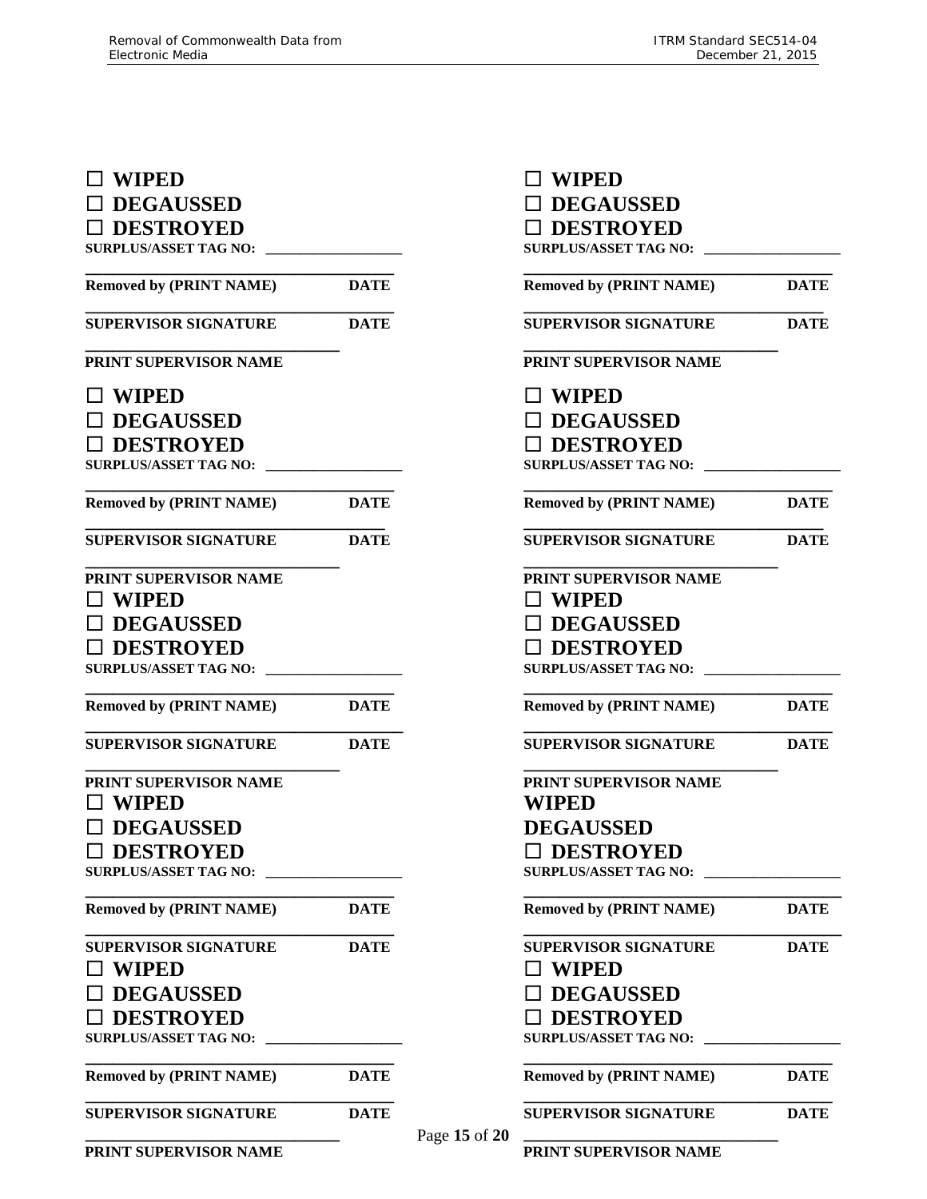☐ **WIPED**
☐ **DEGAUSSED**
☐ **DESTROYED**
**SURPLUS/ASSET TAG NO:** ___________________

_______________________________________
**Removed by (PRINT NAME) DATE**

_______________________________________
**SUPERVISOR SIGNATURE DATE**

_______________________________
**PRINT SUPERVISOR NAME**

☐ **WIPED**
☐ **DEGAUSSED**
☐ **DESTROYED**
**SURPLUS/ASSET TAG NO:** ___________________

_______________________________________
**Removed by (PRINT NAME) DATE**

_______________________________________
**SUPERVISOR SIGNATURE DATE**

_______________________________
**PRINT SUPERVISOR NAME**

☐ **WIPED**
☐ **DEGAUSSED**
☐ **DESTROYED**
**SURPLUS/ASSET TAG NO:** ___________________

_______________________________________
**Removed by (PRINT NAME) DATE**

_______________________________________
**SUPERVISOR SIGNATURE DATE**

_______________________________
**PRINT SUPERVISOR NAME**

☐ **WIPED**
☐ **DEGAUSSED**
☐ **DESTROYED**
**SURPLUS/ASSET TAG NO:** ___________________

_______________________________________
**Removed by (PRINT NAME) DATE**

_______________________________________
**SUPERVISOR SIGNATURE DATE**

☐ **WIPED**
☐ **DEGAUSSED**
☐ **DESTROYED**
**SURPLUS/ASSET TAG NO:** ___________________

_______________________________________
**Removed by (PRINT NAME) DATE**

_______________________________________
**SUPERVISOR SIGNATURE DATE**

_______________________________
**PRINT SUPERVISOR NAME**

☐ **WIPED**
☐ **DEGAUSSED**
☐ **DESTROYED**
**SURPLUS/ASSET TAG NO:** ___________________

_______________________________________
**Removed by (PRINT NAME) DATE**

_______________________________________
**SUPERVISOR SIGNATURE DATE**

_______________________________
**PRINT SUPERVISOR NAME**

☐ **WIPED**
☐ **DEGAUSSED**
☐ **DESTROYED**
**SURPLUS/ASSET TAG NO:** ___________________

_______________________________________
**Removed by (PRINT NAME) DATE**

_______________________________________
**SUPERVISOR SIGNATURE DATE**

_______________________________
**PRINT SUPERVISOR NAME**

☐ **WIPED**
☐ **DEGAUSSED**
☐ **DESTROYED**
**SURPLUS/ASSET TAG NO:** ___________________

_______________________________________
**Removed by (PRINT NAME) DATE**

_______________________________________
**SUPERVISOR SIGNATURE DATE**

_______________________________
**PRINT SUPERVISOR NAME**

**WIPED**
**DEGAUSSED**
☐ **DESTROYED**
**SURPLUS/ASSET TAG NO:** ___________________

_______________________________________
**Removed by (PRINT NAME) DATE**

_______________________________________
**SUPERVISOR SIGNATURE DATE**

☐ **WIPED**
☐ **DEGAUSSED**
☐ **DESTROYED**
**SURPLUS/ASSET TAG NO:** ___________________

_______________________________________
**Removed by (PRINT NAME) DATE**

_______________________________________
**SUPERVISOR SIGNATURE DATE**

_______________________________
**PRINT SUPERVISOR NAME**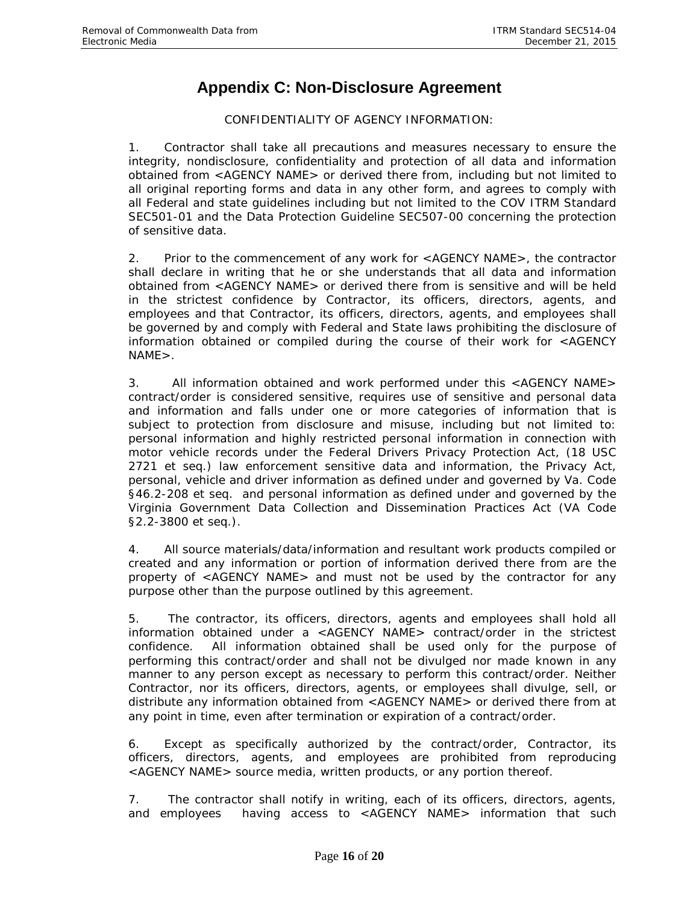# Appendix C: Non-Disclosure Agreement

CONFIDENTIALITY OF AGENCY INFORMATION:

1. Contractor shall take all precautions and measures necessary to ensure the integrity, nondisclosure, confidentiality and protection of all data and information obtained from <AGENCY NAME> or derived there from, including but not limited to all original reporting forms and data in any other form, and agrees to comply with all Federal and state guidelines including but not limited to the COV ITRM Standard SEC501-01 and the Data Protection Guideline SEC507-00 concerning the protection of sensitive data.

2. Prior to the commencement of any work for <AGENCY NAME>, the contractor shall declare in writing that he or she understands that all data and information obtained from <AGENCY NAME> or derived there from is sensitive and will be held in the strictest confidence by Contractor, its officers, directors, agents, and employees and that Contractor, its officers, directors, agents, and employees shall be governed by and comply with Federal and State laws prohibiting the disclosure of information obtained or compiled during the course of their work for <AGENCY NAME>.

3. All information obtained and work performed under this <AGENCY NAME> contract/order is considered sensitive, requires use of sensitive and personal data and information and falls under one or more categories of information that is subject to protection from disclosure and misuse, including but not limited to: personal information and highly restricted personal information in connection with motor vehicle records under the Federal Drivers Privacy Protection Act, (18 USC 2721 et seq.) law enforcement sensitive data and information, the Privacy Act, personal, vehicle and driver information as defined under and governed by Va. Code §46.2-208 et seq. and personal information as defined under and governed by the Virginia Government Data Collection and Dissemination Practices Act (VA Code §2.2-3800 et seq.).

4. All source materials/data/information and resultant work products compiled or created and any information or portion of information derived there from are the property of <AGENCY NAME> and must not be used by the contractor for any purpose other than the purpose outlined by this agreement.

5. The contractor, its officers, directors, agents and employees shall hold all information obtained under a <AGENCY NAME> contract/order in the strictest confidence. All information obtained shall be used only for the purpose of performing this contract/order and shall not be divulged nor made known in any manner to any person except as necessary to perform this contract/order. Neither Contractor, nor its officers, directors, agents, or employees shall divulge, sell, or distribute any information obtained from <AGENCY NAME> or derived there from at any point in time, even after termination or expiration of a contract/order.

6. Except as specifically authorized by the contract/order, Contractor, its officers, directors, agents, and employees are prohibited from reproducing <AGENCY NAME> source media, written products, or any portion thereof.

7. The contractor shall notify in writing, each of its officers, directors, agents, and employees having access to <AGENCY NAME> information that such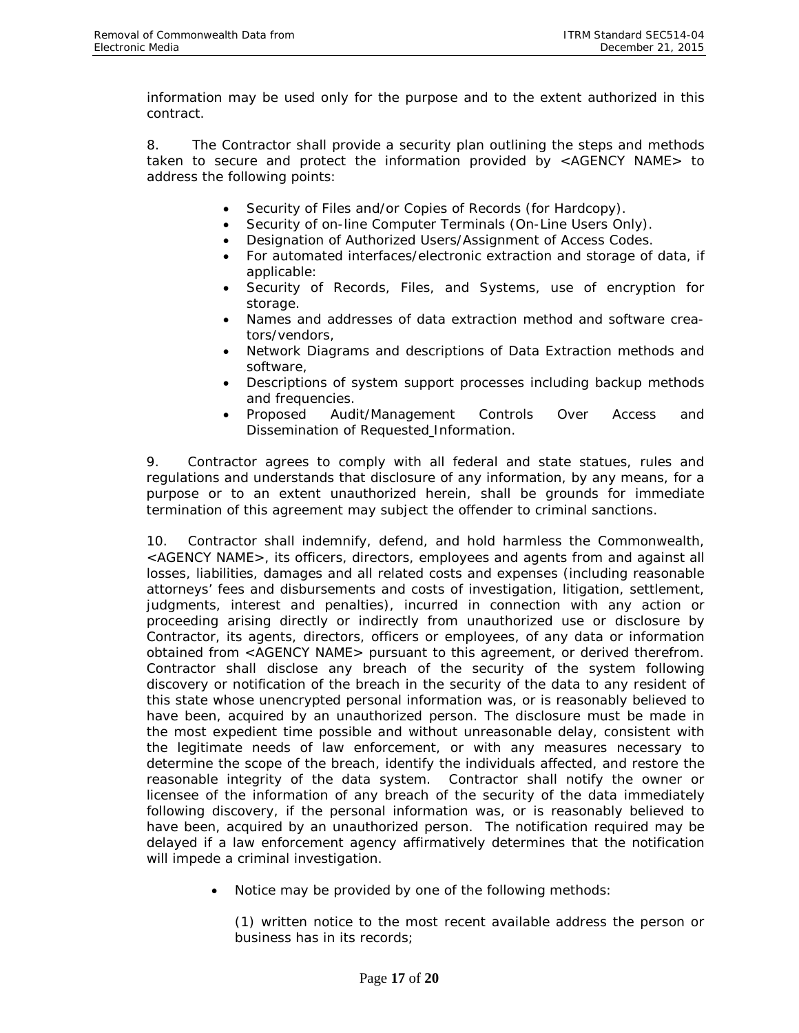information may be used only for the purpose and to the extent authorized in this contract.

8. The Contractor shall provide a security plan outlining the steps and methods taken to secure and protect the information provided by <AGENCY NAME> to address the following points:

- Security of Files and/or Copies of Records (for Hardcopy).
- Security of on-line Computer Terminals (On-Line Users Only).
- Designation of Authorized Users/Assignment of Access Codes.
- For automated interfaces/electronic extraction and storage of data, if applicable:
- Security of Records, Files, and Systems, use of encryption for storage.
- Names and addresses of data extraction method and software creators/vendors,
- Network Diagrams and descriptions of Data Extraction methods and software,
- Descriptions of system support processes including backup methods and frequencies.
- Proposed Audit/Management Controls Over Access and Dissemination of Requested Information.

9. Contractor agrees to comply with all federal and state statues, rules and regulations and understands that disclosure of any information, by any means, for a purpose or to an extent unauthorized herein, shall be grounds for immediate termination of this agreement may subject the offender to criminal sanctions.

10. Contractor shall indemnify, defend, and hold harmless the Commonwealth, <AGENCY NAME>, its officers, directors, employees and agents from and against all losses, liabilities, damages and all related costs and expenses (including reasonable attorneys' fees and disbursements and costs of investigation, litigation, settlement, judgments, interest and penalties), incurred in connection with any action or proceeding arising directly or indirectly from unauthorized use or disclosure by Contractor, its agents, directors, officers or employees, of any data or information obtained from <AGENCY NAME> pursuant to this agreement, or derived therefrom. Contractor shall disclose any breach of the security of the system following discovery or notification of the breach in the security of the data to any resident of this state whose unencrypted personal information was, or is reasonably believed to have been, acquired by an unauthorized person. The disclosure must be made in the most expedient time possible and without unreasonable delay, consistent with the legitimate needs of law enforcement, or with any measures necessary to determine the scope of the breach, identify the individuals affected, and restore the reasonable integrity of the data system. Contractor shall notify the owner or licensee of the information of any breach of the security of the data immediately following discovery, if the personal information was, or is reasonably believed to have been, acquired by an unauthorized person. The notification required may be delayed if a law enforcement agency affirmatively determines that the notification will impede a criminal investigation.

- Notice may be provided by one of the following methods:

  (1) written notice to the most recent available address the person or business has in its records;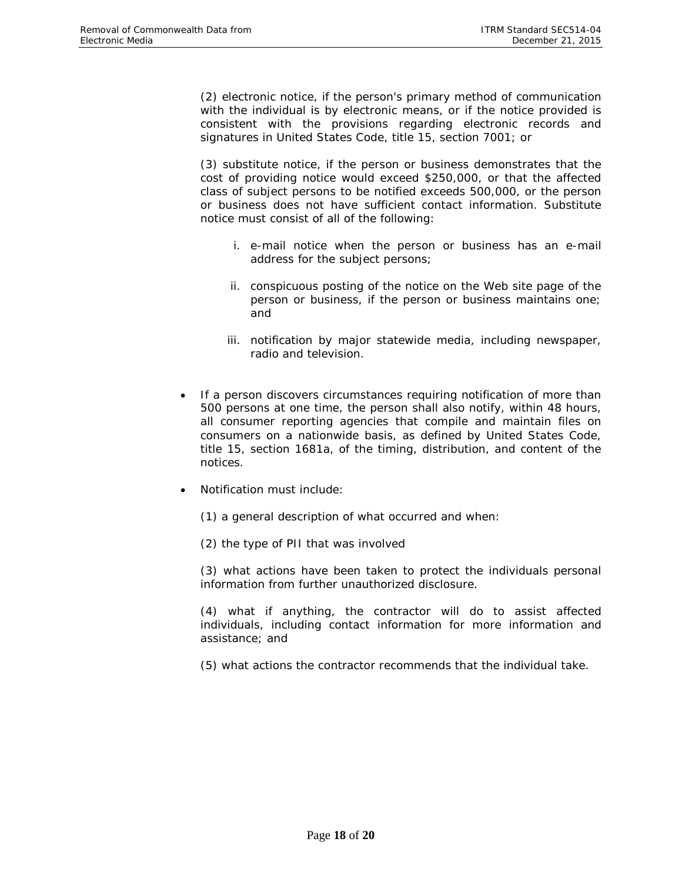(2) electronic notice, if the person's primary method of communication with the individual is by electronic means, or if the notice provided is consistent with the provisions regarding electronic records and signatures in United States Code, title 15, section 7001; or

(3) substitute notice, if the person or business demonstrates that the cost of providing notice would exceed $250,000, or that the affected class of subject persons to be notified exceeds 500,000, or the person or business does not have sufficient contact information. Substitute notice must consist of all of the following:

i. e-mail notice when the person or business has an e-mail address for the subject persons;

ii. conspicuous posting of the notice on the Web site page of the person or business, if the person or business maintains one; and

iii. notification by major statewide media, including newspaper, radio and television.

- If a person discovers circumstances requiring notification of more than 500 persons at one time, the person shall also notify, within 48 hours, all consumer reporting agencies that compile and maintain files on consumers on a nationwide basis, as defined by United States Code, title 15, section 1681a, of the timing, distribution, and content of the notices.

- Notification must include:

  (1) a general description of what occurred and when:

  (2) the type of PII that was involved

  (3) what actions have been taken to protect the individuals personal information from further unauthorized disclosure.

  (4) what if anything, the contractor will do to assist affected individuals, including contact information for more information and assistance; and

  (5) what actions the contractor recommends that the individual take.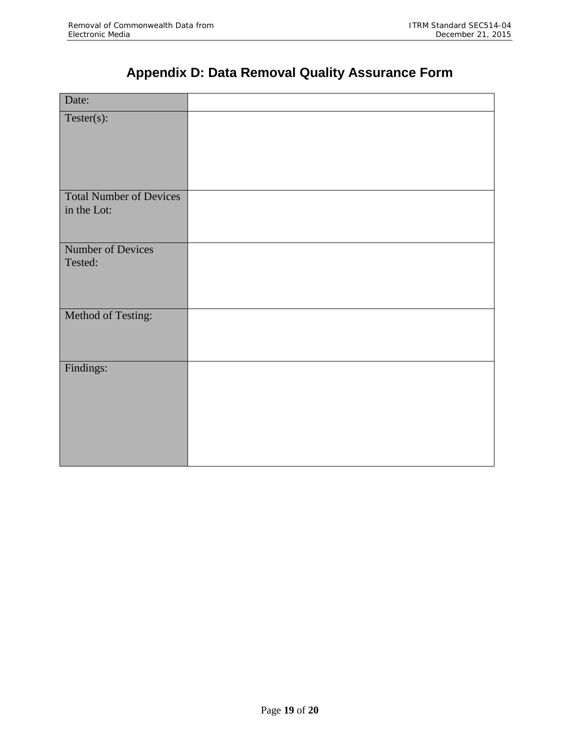# Appendix D: Data Removal Quality Assurance Form

| Date: | |
|---|---|
| Tester(s): | |
| Total Number of Devices in the Lot: | |
| Number of Devices Tested: | |
| Method of Testing: | |
| Findings: | |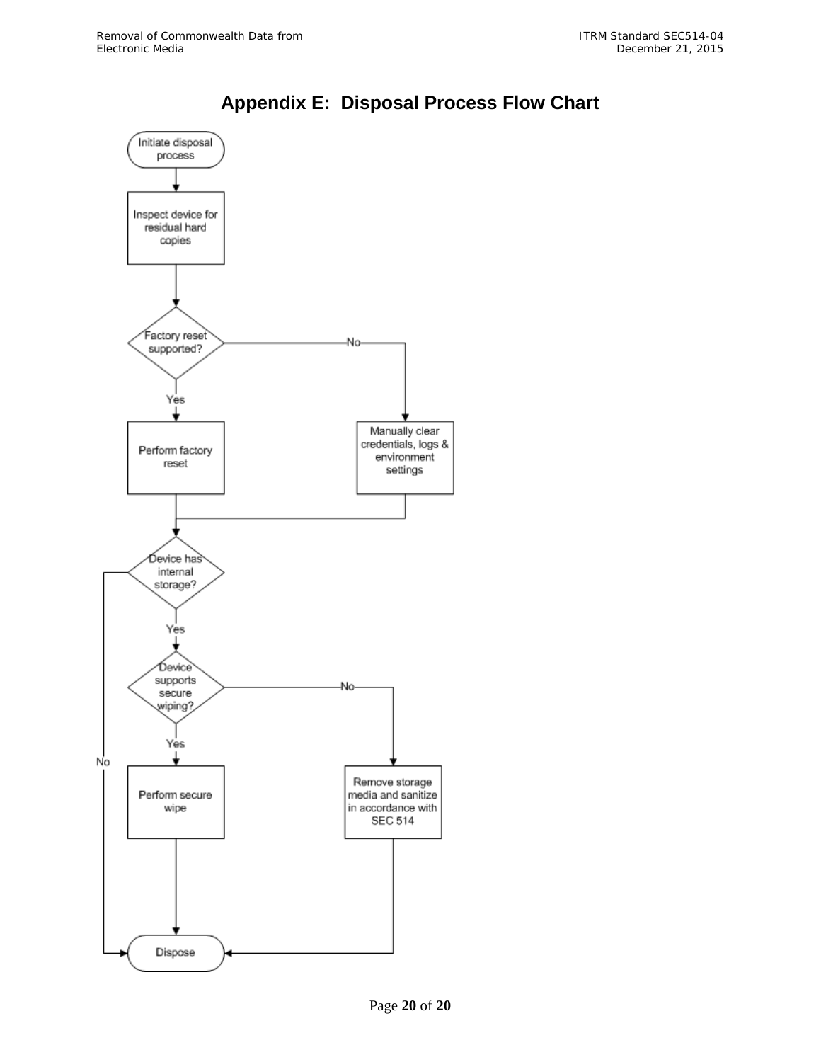# Appendix E: Disposal Process Flow Chart

Initiate disposal process

Inspect device for residual hard copies

Factory reset supported?

No

Yes

Perform factory reset

Manually clear credentials, logs & environment settings

Device has internal storage?

Yes

No

Device supports secure wiping?

No

Yes

Perform secure wipe

Remove storage media and sanitize in accordance with SEC 514

Dispose